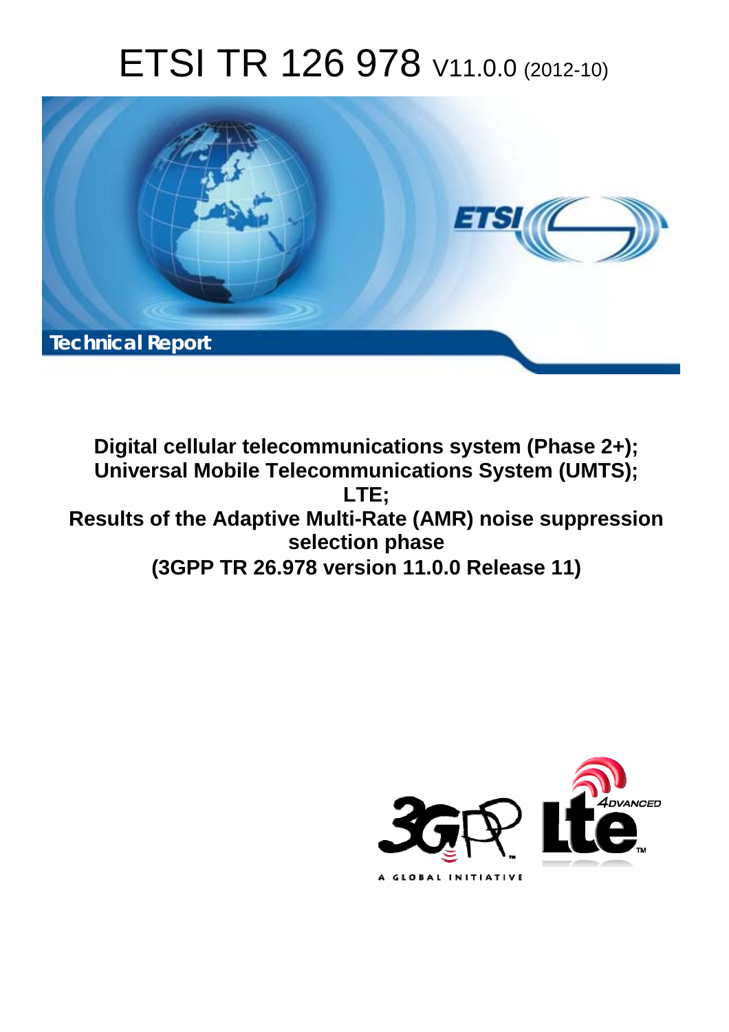# ETSI TR 126 978 V11.0.0 (2012-10)

Technical Report

**Digital cellular telecommunications system (Phase 2+);**
**Universal Mobile Telecommunications System (UMTS);**
**LTE;**
**Results of the Adaptive Multi-Rate (AMR) noise suppression selection phase**
**(3GPP TR 26.978 version 11.0.0 Release 11)**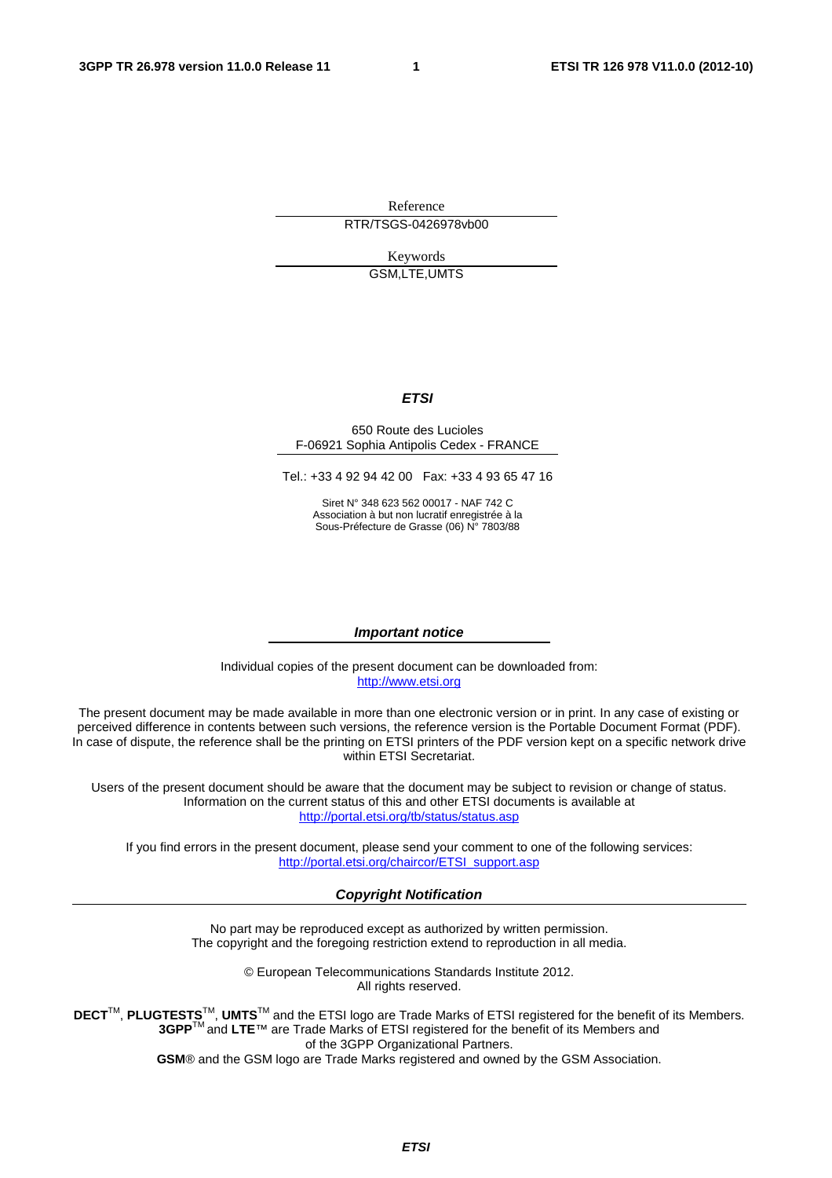Reference

RTR/TSGS-0426978vb00

Keywords

GSM,LTE,UMTS

***ETSI***

650 Route des Lucioles
F-06921 Sophia Antipolis Cedex - FRANCE

Tel.: +33 4 92 94 42 00 Fax: +33 4 93 65 47 16

Siret N° 348 623 562 00017 - NAF 742 C
Association à but non lucratif enregistrée à la
Sous-Préfecture de Grasse (06) N° 7803/88

***Important notice***

Individual copies of the present document can be downloaded from:
http://www.etsi.org

The present document may be made available in more than one electronic version or in print. In any case of existing or perceived difference in contents between such versions, the reference version is the Portable Document Format (PDF). In case of dispute, the reference shall be the printing on ETSI printers of the PDF version kept on a specific network drive within ETSI Secretariat.

Users of the present document should be aware that the document may be subject to revision or change of status. Information on the current status of this and other ETSI documents is available at
http://portal.etsi.org/tb/status/status.asp

If you find errors in the present document, please send your comment to one of the following services:
http://portal.etsi.org/chaircor/ETSI_support.asp

***Copyright Notification***

No part may be reproduced except as authorized by written permission.
The copyright and the foregoing restriction extend to reproduction in all media.

© European Telecommunications Standards Institute 2012.
All rights reserved.

**DECT**™, **PLUGTESTS**™, **UMTS**™ and the ETSI logo are Trade Marks of ETSI registered for the benefit of its Members.
**3GPP**™ and **LTE**™ are Trade Marks of ETSI registered for the benefit of its Members and of the 3GPP Organizational Partners.
**GSM**® and the GSM logo are Trade Marks registered and owned by the GSM Association.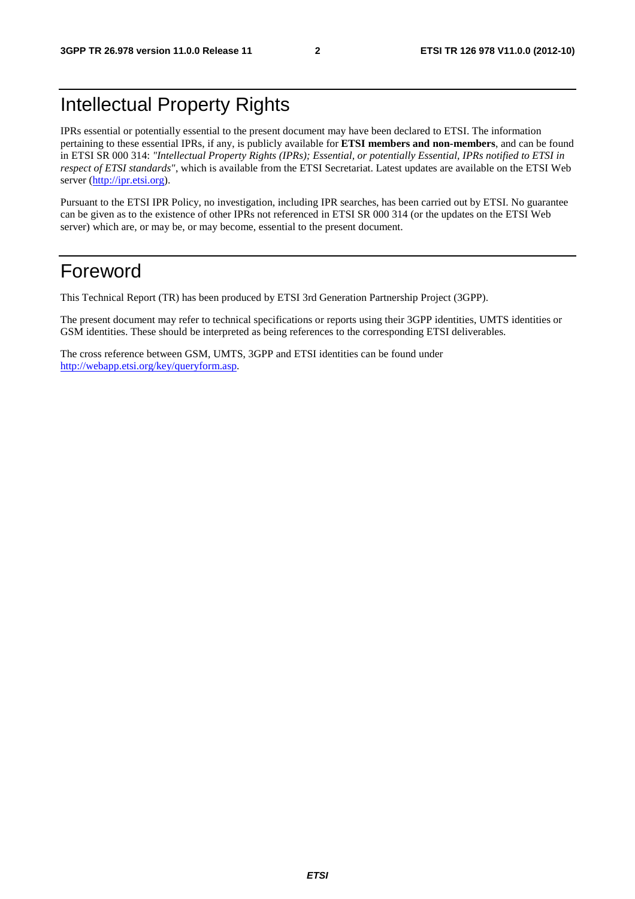# Intellectual Property Rights

IPRs essential or potentially essential to the present document may have been declared to ETSI. The information pertaining to these essential IPRs, if any, is publicly available for **ETSI members and non-members**, and can be found in ETSI SR 000 314: *"Intellectual Property Rights (IPRs); Essential, or potentially Essential, IPRs notified to ETSI in respect of ETSI standards"*, which is available from the ETSI Secretariat. Latest updates are available on the ETSI Web server (http://ipr.etsi.org).

Pursuant to the ETSI IPR Policy, no investigation, including IPR searches, has been carried out by ETSI. No guarantee can be given as to the existence of other IPRs not referenced in ETSI SR 000 314 (or the updates on the ETSI Web server) which are, or may be, or may become, essential to the present document.

# Foreword

This Technical Report (TR) has been produced by ETSI 3rd Generation Partnership Project (3GPP).

The present document may refer to technical specifications or reports using their 3GPP identities, UMTS identities or GSM identities. These should be interpreted as being references to the corresponding ETSI deliverables.

The cross reference between GSM, UMTS, 3GPP and ETSI identities can be found under http://webapp.etsi.org/key/queryform.asp.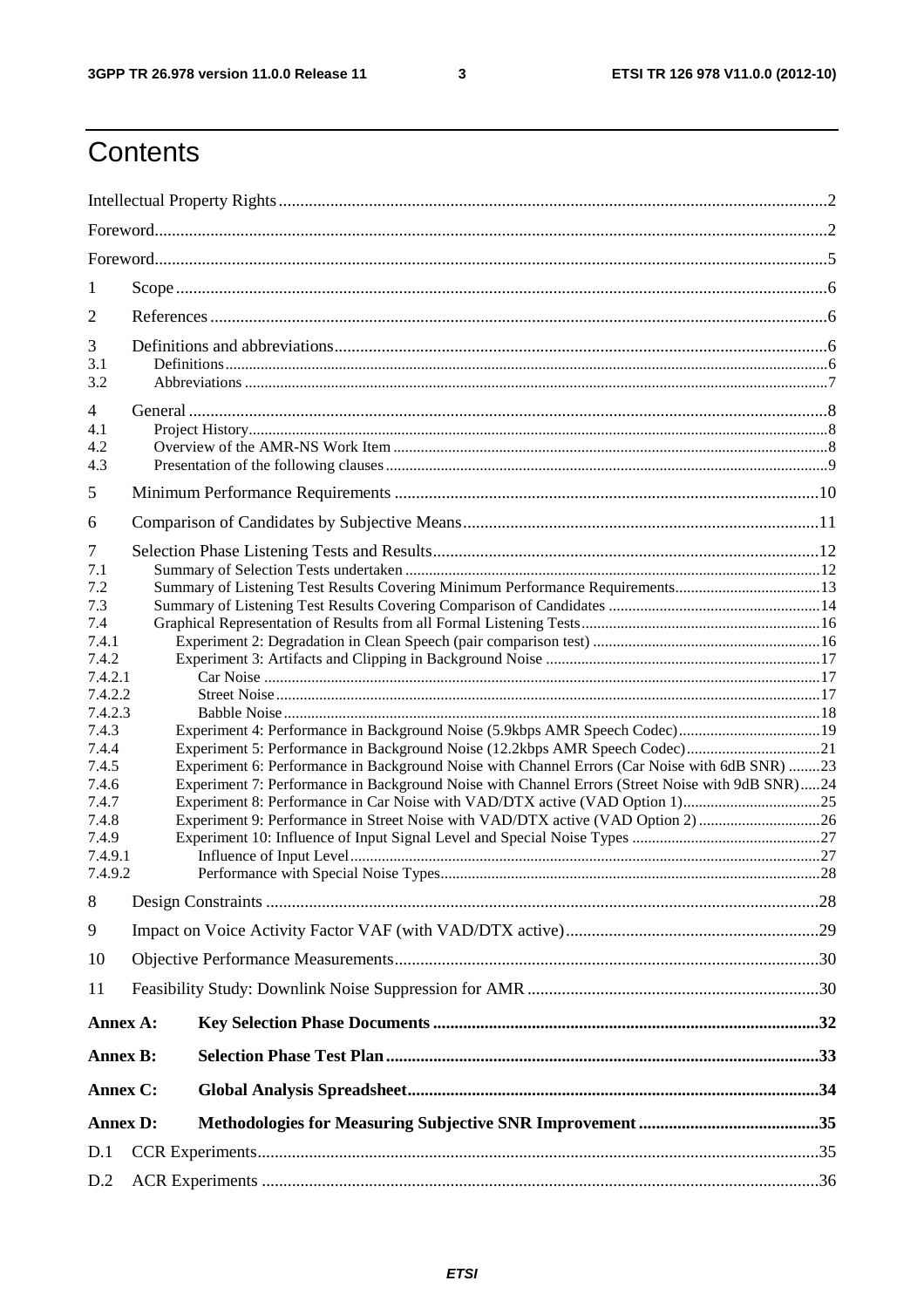# Contents

Intellectual Property Rights .....2
Foreword .....2
Foreword .....5
1 Scope .....6
2 References .....6
3 Definitions and abbreviations .....6
3.1 Definitions .....6
3.2 Abbreviations .....7
4 General .....8
4.1 Project History .....8
4.2 Overview of the AMR-NS Work Item .....8
4.3 Presentation of the following clauses .....9
5 Minimum Performance Requirements .....10
6 Comparison of Candidates by Subjective Means .....11
7 Selection Phase Listening Tests and Results .....12
7.1 Summary of Selection Tests undertaken .....12
7.2 Summary of Listening Test Results Covering Minimum Performance Requirements .....13
7.3 Summary of Listening Test Results Covering Comparison of Candidates .....14
7.4 Graphical Representation of Results from all Formal Listening Tests .....16
7.4.1 Experiment 2: Degradation in Clean Speech (pair comparison test) .....16
7.4.2 Experiment 3: Artifacts and Clipping in Background Noise .....17
7.4.2.1 Car Noise .....17
7.4.2.2 Street Noise .....17
7.4.2.3 Babble Noise .....18
7.4.3 Experiment 4: Performance in Background Noise (5.9kbps AMR Speech Codec) .....19
7.4.4 Experiment 5: Performance in Background Noise (12.2kbps AMR Speech Codec) .....21
7.4.5 Experiment 6: Performance in Background Noise with Channel Errors (Car Noise with 6dB SNR) .....23
7.4.6 Experiment 7: Performance in Background Noise with Channel Errors (Street Noise with 9dB SNR) .....24
7.4.7 Experiment 8: Performance in Car Noise with VAD/DTX active (VAD Option 1) .....25
7.4.8 Experiment 9: Performance in Street Noise with VAD/DTX active (VAD Option 2) .....26
7.4.9 Experiment 10: Influence of Input Signal Level and Special Noise Types .....27
7.4.9.1 Influence of Input Level .....27
7.4.9.2 Performance with Special Noise Types .....28
8 Design Constraints .....28
9 Impact on Voice Activity Factor VAF (with VAD/DTX active) .....29
10 Objective Performance Measurements .....30
11 Feasibility Study: Downlink Noise Suppression for AMR .....30
**Annex A: Key Selection Phase Documents .....32**
**Annex B: Selection Phase Test Plan .....33**
**Annex C: Global Analysis Spreadsheet .....34**
**Annex D: Methodologies for Measuring Subjective SNR Improvement .....35**
D.1 CCR Experiments .....35
D.2 ACR Experiments .....36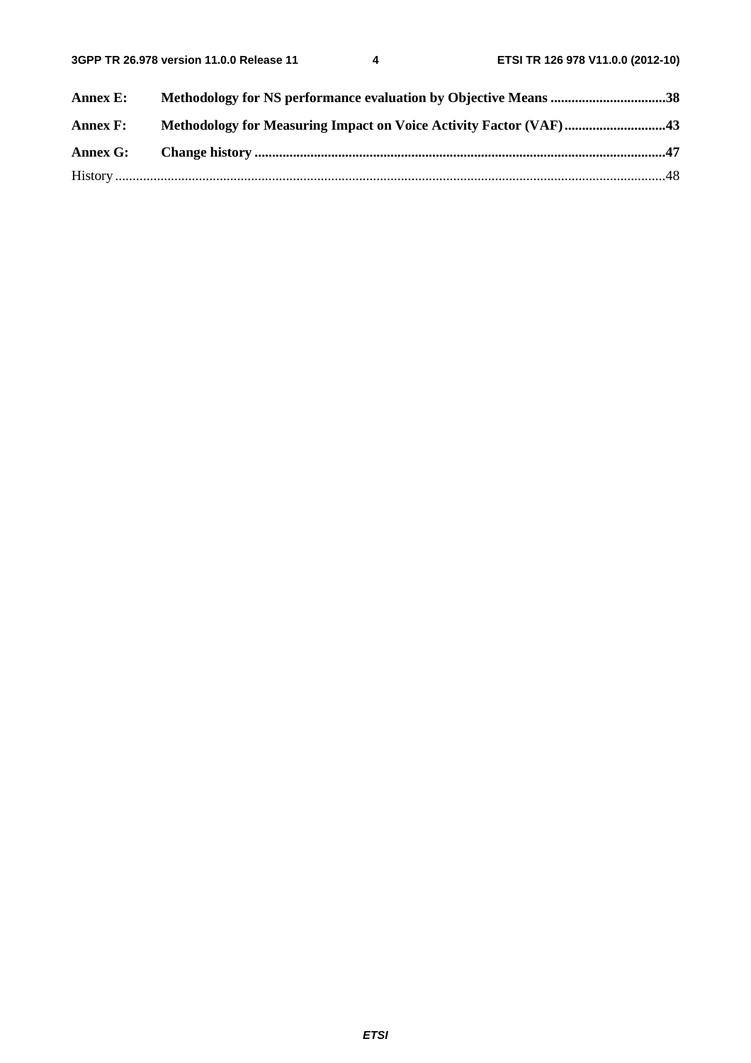**Annex E: Methodology for NS performance evaluation by Objective Means ................................38**

**Annex F: Methodology for Measuring Impact on Voice Activity Factor (VAF).............................43**

**Annex G: Change history ....................................................................................................................47**

History ............................................................................................................................................................48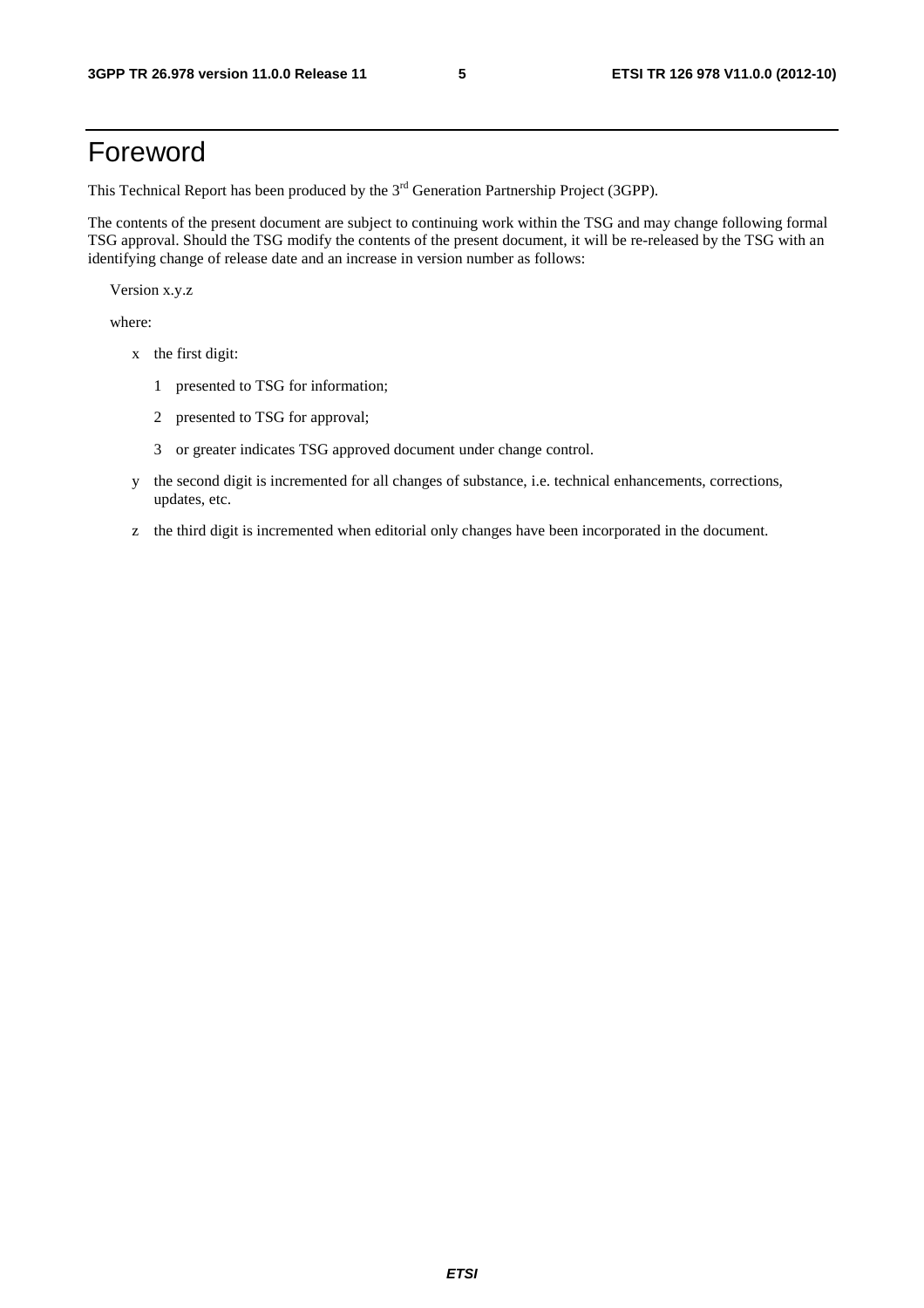# Foreword

This Technical Report has been produced by the 3rd Generation Partnership Project (3GPP).

The contents of the present document are subject to continuing work within the TSG and may change following formal TSG approval. Should the TSG modify the contents of the present document, it will be re-released by the TSG with an identifying change of release date and an increase in version number as follows:

Version x.y.z

where:

- x the first digit:
  - 1 presented to TSG for information;
  - 2 presented to TSG for approval;
  - 3 or greater indicates TSG approved document under change control.
- y the second digit is incremented for all changes of substance, i.e. technical enhancements, corrections, updates, etc.
- z the third digit is incremented when editorial only changes have been incorporated in the document.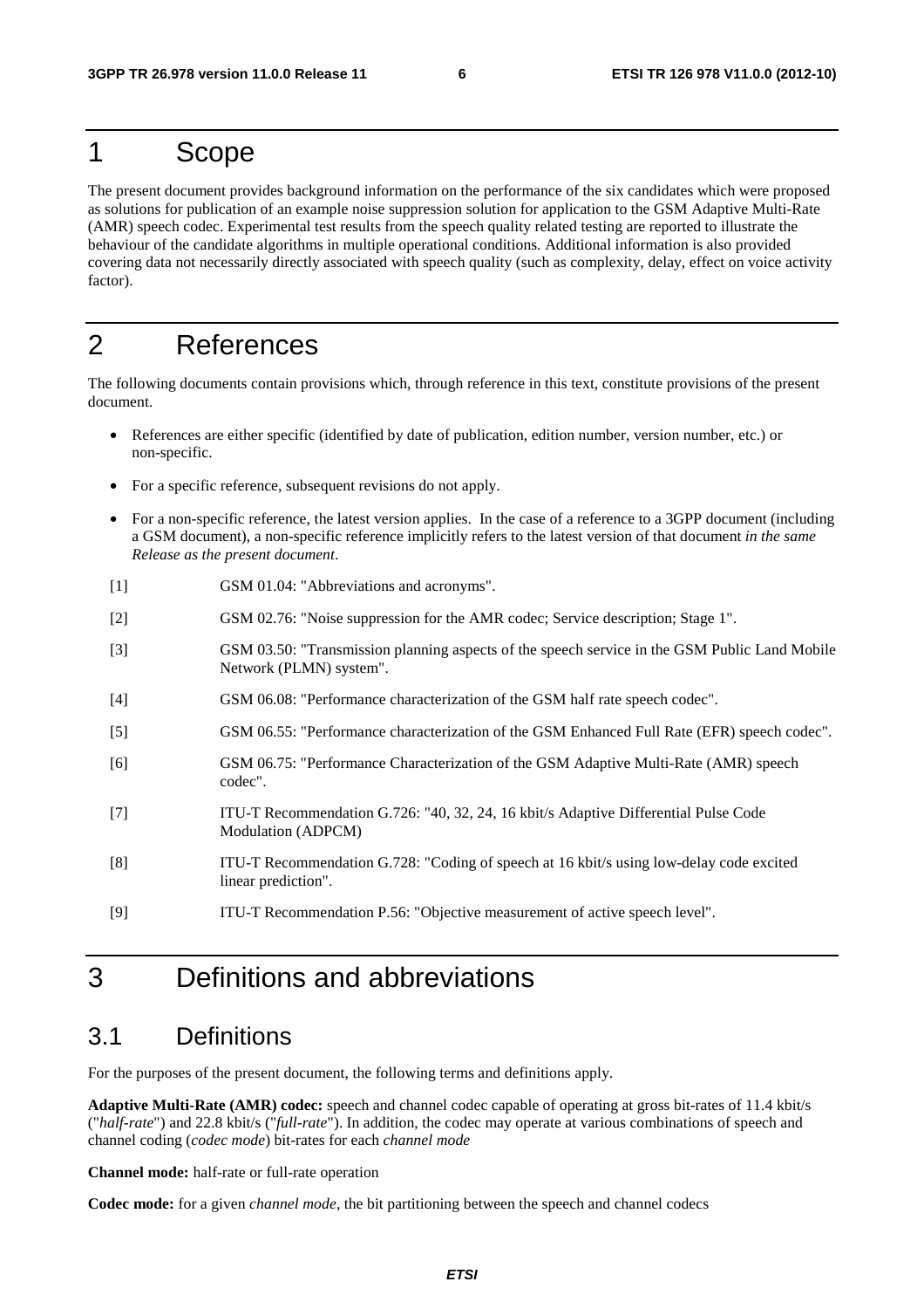# 1 Scope

The present document provides background information on the performance of the six candidates which were proposed as solutions for publication of an example noise suppression solution for application to the GSM Adaptive Multi-Rate (AMR) speech codec. Experimental test results from the speech quality related testing are reported to illustrate the behaviour of the candidate algorithms in multiple operational conditions. Additional information is also provided covering data not necessarily directly associated with speech quality (such as complexity, delay, effect on voice activity factor).

# 2 References

The following documents contain provisions which, through reference in this text, constitute provisions of the present document.

- References are either specific (identified by date of publication, edition number, version number, etc.) or non-specific.
- For a specific reference, subsequent revisions do not apply.
- For a non-specific reference, the latest version applies. In the case of a reference to a 3GPP document (including a GSM document), a non-specific reference implicitly refers to the latest version of that document *in the same Release as the present document*.

[1] GSM 01.04: "Abbreviations and acronyms".

[2] GSM 02.76: "Noise suppression for the AMR codec; Service description; Stage 1".

[3] GSM 03.50: "Transmission planning aspects of the speech service in the GSM Public Land Mobile Network (PLMN) system".

[4] GSM 06.08: "Performance characterization of the GSM half rate speech codec".

[5] GSM 06.55: "Performance characterization of the GSM Enhanced Full Rate (EFR) speech codec".

[6] GSM 06.75: "Performance Characterization of the GSM Adaptive Multi-Rate (AMR) speech codec".

[7] ITU-T Recommendation G.726: "40, 32, 24, 16 kbit/s Adaptive Differential Pulse Code Modulation (ADPCM)

[8] ITU-T Recommendation G.728: "Coding of speech at 16 kbit/s using low-delay code excited linear prediction".

[9] ITU-T Recommendation P.56: "Objective measurement of active speech level".

# 3 Definitions and abbreviations

## 3.1 Definitions

For the purposes of the present document, the following terms and definitions apply.

**Adaptive Multi-Rate (AMR) codec:** speech and channel codec capable of operating at gross bit-rates of 11.4 kbit/s ("*half-rate*") and 22.8 kbit/s ("*full-rate*"). In addition, the codec may operate at various combinations of speech and channel coding (*codec mode*) bit-rates for each *channel mode*

**Channel mode:** half-rate or full-rate operation

**Codec mode:** for a given *channel mode*, the bit partitioning between the speech and channel codecs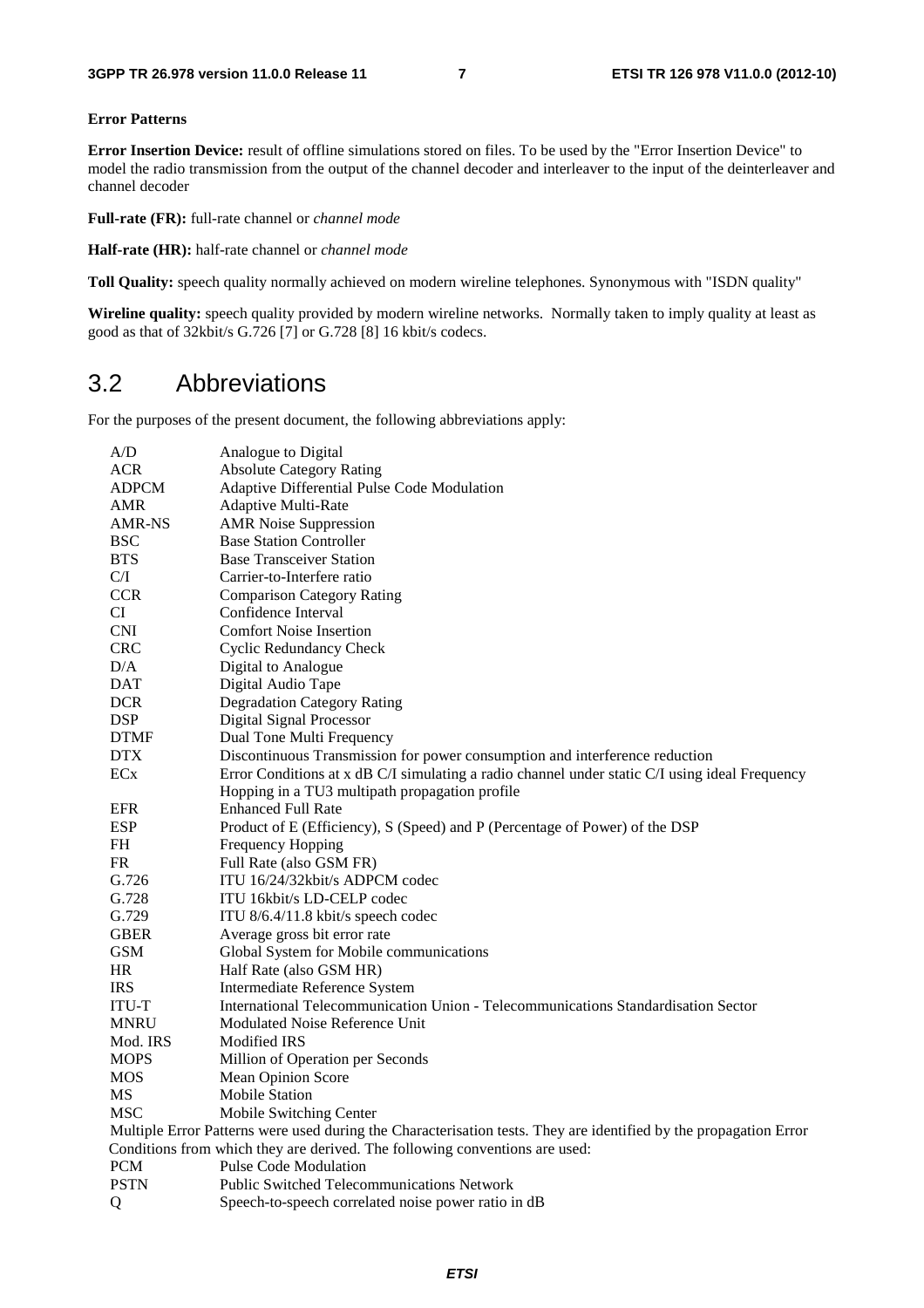**Error Patterns**

**Error Insertion Device:** result of offline simulations stored on files. To be used by the "Error Insertion Device" to model the radio transmission from the output of the channel decoder and interleaver to the input of the deinterleaver and channel decoder

**Full-rate (FR):** full-rate channel or *channel mode*

**Half-rate (HR):** half-rate channel or *channel mode*

**Toll Quality:** speech quality normally achieved on modern wireline telephones. Synonymous with "ISDN quality"

**Wireline quality:** speech quality provided by modern wireline networks. Normally taken to imply quality at least as good as that of 32kbit/s G.726 [7] or G.728 [8] 16 kbit/s codecs.

## 3.2 Abbreviations

For the purposes of the present document, the following abbreviations apply:

| | |
|---|---|
| A/D | Analogue to Digital |
| ACR | Absolute Category Rating |
| ADPCM | Adaptive Differential Pulse Code Modulation |
| AMR | Adaptive Multi-Rate |
| AMR-NS | AMR Noise Suppression |
| BSC | Base Station Controller |
| BTS | Base Transceiver Station |
| C/I | Carrier-to-Interfere ratio |
| CCR | Comparison Category Rating |
| CI | Confidence Interval |
| CNI | Comfort Noise Insertion |
| CRC | Cyclic Redundancy Check |
| D/A | Digital to Analogue |
| DAT | Digital Audio Tape |
| DCR | Degradation Category Rating |
| DSP | Digital Signal Processor |
| DTMF | Dual Tone Multi Frequency |
| DTX | Discontinuous Transmission for power consumption and interference reduction |
| ECx | Error Conditions at x dB C/I simulating a radio channel under static C/I using ideal Frequency Hopping in a TU3 multipath propagation profile |
| EFR | Enhanced Full Rate |
| ESP | Product of E (Efficiency), S (Speed) and P (Percentage of Power) of the DSP |
| FH | Frequency Hopping |
| FR | Full Rate (also GSM FR) |
| G.726 | ITU 16/24/32kbit/s ADPCM codec |
| G.728 | ITU 16kbit/s LD-CELP codec |
| G.729 | ITU 8/6.4/11.8 kbit/s speech codec |
| GBER | Average gross bit error rate |
| GSM | Global System for Mobile communications |
| HR | Half Rate (also GSM HR) |
| IRS | Intermediate Reference System |
| ITU-T | International Telecommunication Union - Telecommunications Standardisation Sector |
| MNRU | Modulated Noise Reference Unit |
| Mod. IRS | Modified IRS |
| MOPS | Million of Operation per Seconds |
| MOS | Mean Opinion Score |
| MS | Mobile Station |
| MSC | Mobile Switching Center |

Multiple Error Patterns were used during the Characterisation tests. They are identified by the propagation Error Conditions from which they are derived. The following conventions are used:

| | |
|---|---|
| PCM | Pulse Code Modulation |
| PSTN | Public Switched Telecommunications Network |
| Q | Speech-to-speech correlated noise power ratio in dB |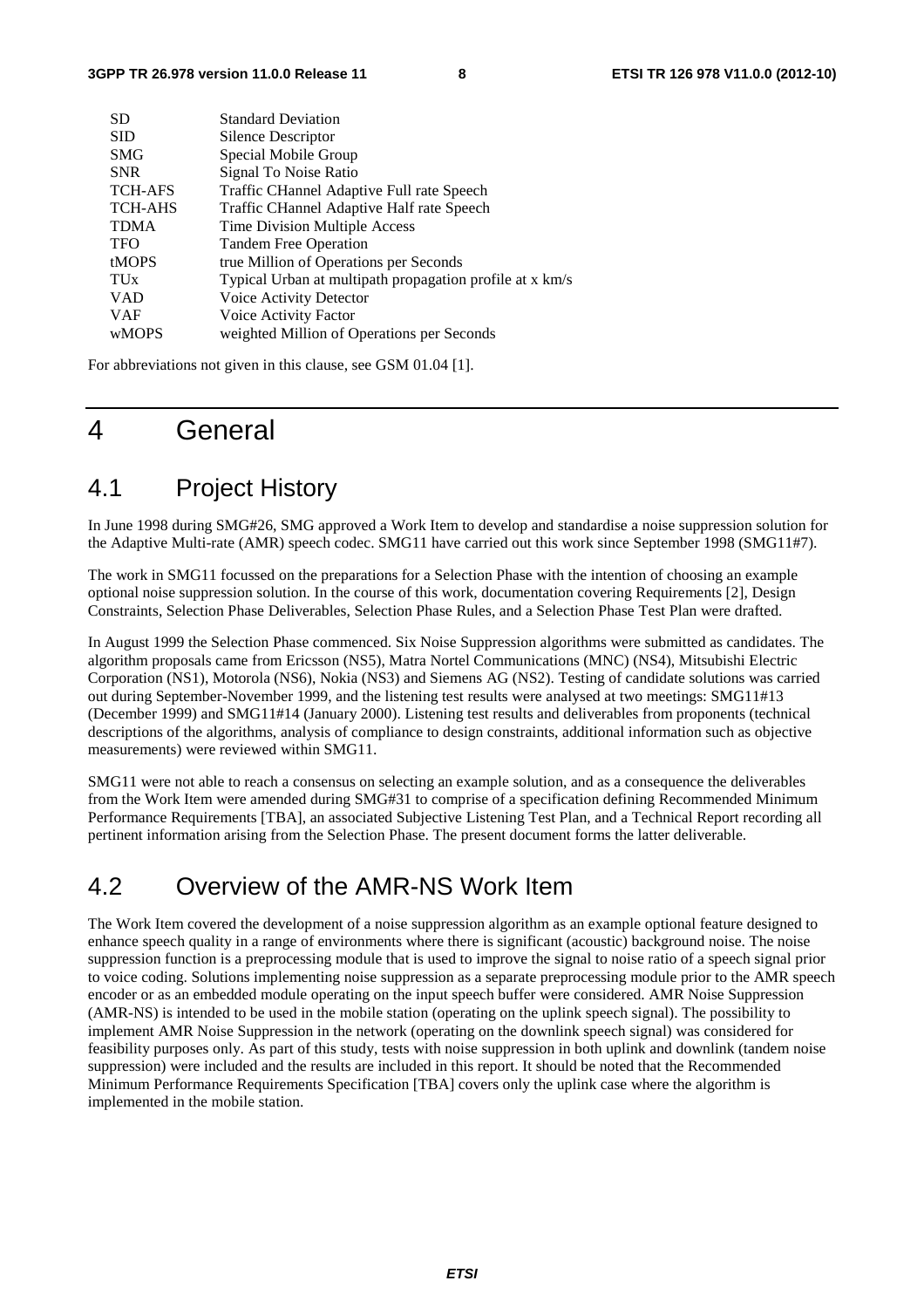| | |
|---|---|
| SD | Standard Deviation |
| SID | Silence Descriptor |
| SMG | Special Mobile Group |
| SNR | Signal To Noise Ratio |
| TCH-AFS | Traffic CHannel Adaptive Full rate Speech |
| TCH-AHS | Traffic CHannel Adaptive Half rate Speech |
| TDMA | Time Division Multiple Access |
| TFO | Tandem Free Operation |
| tMOPS | true Million of Operations per Seconds |
| TUx | Typical Urban at multipath propagation profile at x km/s |
| VAD | Voice Activity Detector |
| VAF | Voice Activity Factor |
| wMOPS | weighted Million of Operations per Seconds |

For abbreviations not given in this clause, see GSM 01.04 [1].

# 4 General

## 4.1 Project History

In June 1998 during SMG#26, SMG approved a Work Item to develop and standardise a noise suppression solution for the Adaptive Multi-rate (AMR) speech codec. SMG11 have carried out this work since September 1998 (SMG11#7).

The work in SMG11 focussed on the preparations for a Selection Phase with the intention of choosing an example optional noise suppression solution. In the course of this work, documentation covering Requirements [2], Design Constraints, Selection Phase Deliverables, Selection Phase Rules, and a Selection Phase Test Plan were drafted.

In August 1999 the Selection Phase commenced. Six Noise Suppression algorithms were submitted as candidates. The algorithm proposals came from Ericsson (NS5), Matra Nortel Communications (MNC) (NS4), Mitsubishi Electric Corporation (NS1), Motorola (NS6), Nokia (NS3) and Siemens AG (NS2). Testing of candidate solutions was carried out during September-November 1999, and the listening test results were analysed at two meetings: SMG11#13 (December 1999) and SMG11#14 (January 2000). Listening test results and deliverables from proponents (technical descriptions of the algorithms, analysis of compliance to design constraints, additional information such as objective measurements) were reviewed within SMG11.

SMG11 were not able to reach a consensus on selecting an example solution, and as a consequence the deliverables from the Work Item were amended during SMG#31 to comprise of a specification defining Recommended Minimum Performance Requirements [TBA], an associated Subjective Listening Test Plan, and a Technical Report recording all pertinent information arising from the Selection Phase. The present document forms the latter deliverable.

## 4.2 Overview of the AMR-NS Work Item

The Work Item covered the development of a noise suppression algorithm as an example optional feature designed to enhance speech quality in a range of environments where there is significant (acoustic) background noise. The noise suppression function is a preprocessing module that is used to improve the signal to noise ratio of a speech signal prior to voice coding. Solutions implementing noise suppression as a separate preprocessing module prior to the AMR speech encoder or as an embedded module operating on the input speech buffer were considered. AMR Noise Suppression (AMR-NS) is intended to be used in the mobile station (operating on the uplink speech signal). The possibility to implement AMR Noise Suppression in the network (operating on the downlink speech signal) was considered for feasibility purposes only. As part of this study, tests with noise suppression in both uplink and downlink (tandem noise suppression) were included and the results are included in this report. It should be noted that the Recommended Minimum Performance Requirements Specification [TBA] covers only the uplink case where the algorithm is implemented in the mobile station.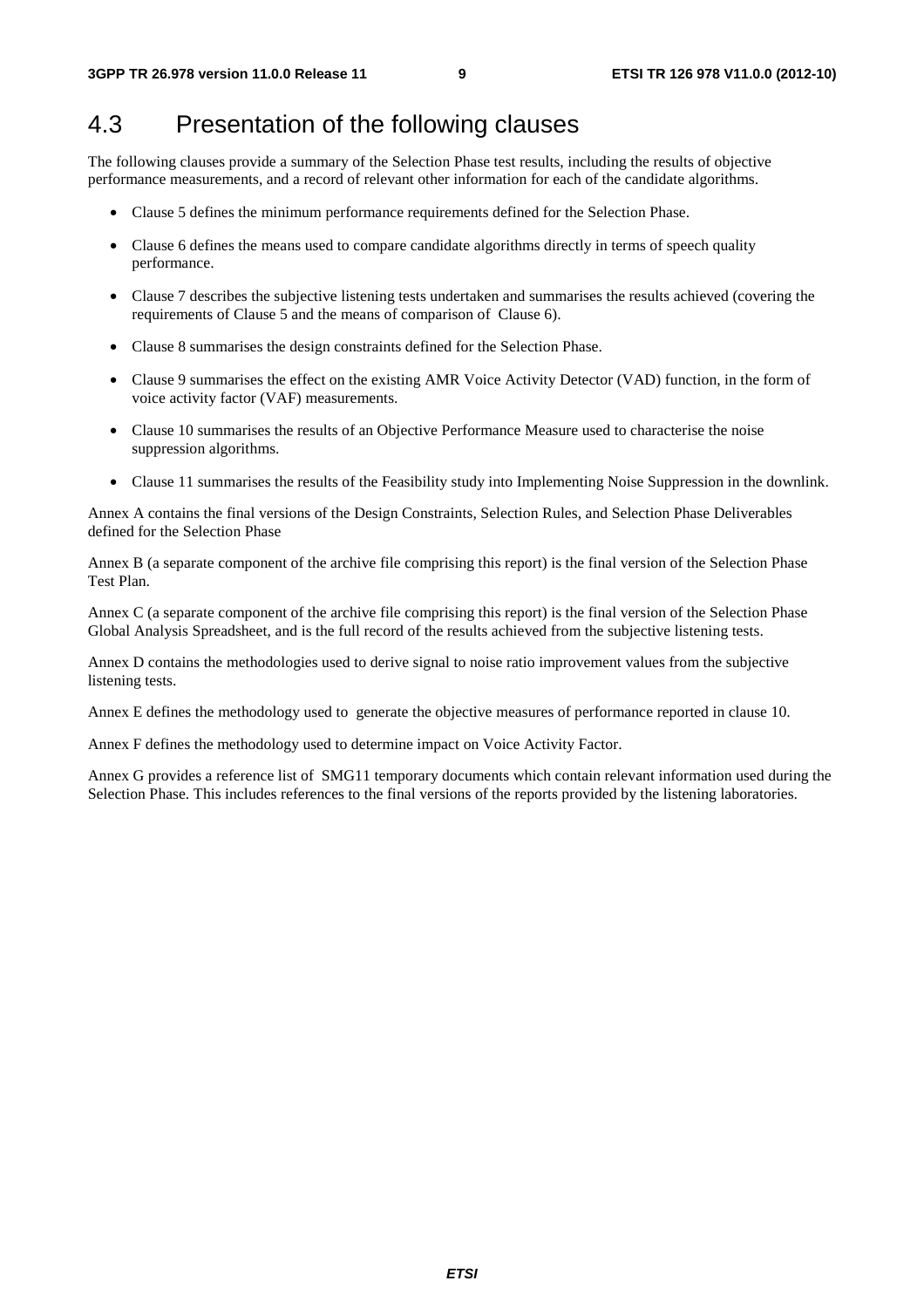## 4.3 Presentation of the following clauses

The following clauses provide a summary of the Selection Phase test results, including the results of objective performance measurements, and a record of relevant other information for each of the candidate algorithms.

- Clause 5 defines the minimum performance requirements defined for the Selection Phase.
- Clause 6 defines the means used to compare candidate algorithms directly in terms of speech quality performance.
- Clause 7 describes the subjective listening tests undertaken and summarises the results achieved (covering the requirements of Clause 5 and the means of comparison of Clause 6).
- Clause 8 summarises the design constraints defined for the Selection Phase.
- Clause 9 summarises the effect on the existing AMR Voice Activity Detector (VAD) function, in the form of voice activity factor (VAF) measurements.
- Clause 10 summarises the results of an Objective Performance Measure used to characterise the noise suppression algorithms.
- Clause 11 summarises the results of the Feasibility study into Implementing Noise Suppression in the downlink.

Annex A contains the final versions of the Design Constraints, Selection Rules, and Selection Phase Deliverables defined for the Selection Phase

Annex B (a separate component of the archive file comprising this report) is the final version of the Selection Phase Test Plan.

Annex C (a separate component of the archive file comprising this report) is the final version of the Selection Phase Global Analysis Spreadsheet, and is the full record of the results achieved from the subjective listening tests.

Annex D contains the methodologies used to derive signal to noise ratio improvement values from the subjective listening tests.

Annex E defines the methodology used to generate the objective measures of performance reported in clause 10.

Annex F defines the methodology used to determine impact on Voice Activity Factor.

Annex G provides a reference list of SMG11 temporary documents which contain relevant information used during the Selection Phase. This includes references to the final versions of the reports provided by the listening laboratories.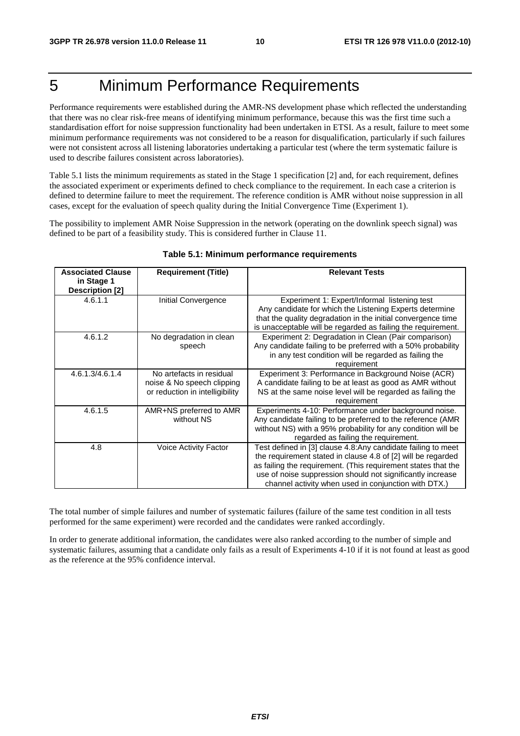# 5 Minimum Performance Requirements

Performance requirements were established during the AMR-NS development phase which reflected the understanding that there was no clear risk-free means of identifying minimum performance, because this was the first time such a standardisation effort for noise suppression functionality had been undertaken in ETSI. As a result, failure to meet some minimum performance requirements was not considered to be a reason for disqualification, particularly if such failures were not consistent across all listening laboratories undertaking a particular test (where the term systematic failure is used to describe failures consistent across laboratories).

Table 5.1 lists the minimum requirements as stated in the Stage 1 specification [2] and, for each requirement, defines the associated experiment or experiments defined to check compliance to the requirement. In each case a criterion is defined to determine failure to meet the requirement. The reference condition is AMR without noise suppression in all cases, except for the evaluation of speech quality during the Initial Convergence Time (Experiment 1).

The possibility to implement AMR Noise Suppression in the network (operating on the downlink speech signal) was defined to be part of a feasibility study. This is considered further in Clause 11.

**Table 5.1: Minimum performance requirements**

| Associated Clause in Stage 1 Description [2] | Requirement (Title) | Relevant Tests |
|---|---|---|
| 4.6.1.1 | Initial Convergence | Experiment 1: Expert/Informal listening test<br>Any candidate for which the Listening Experts determine that the quality degradation in the initial convergence time is unacceptable will be regarded as failing the requirement. |
| 4.6.1.2 | No degradation in clean speech | Experiment 2: Degradation in Clean (Pair comparison)<br>Any candidate failing to be preferred with a 50% probability in any test condition will be regarded as failing the requirement |
| 4.6.1.3/4.6.1.4 | No artefacts in residual noise & No speech clipping or reduction in intelligibility | Experiment 3: Performance in Background Noise (ACR)<br>A candidate failing to be at least as good as AMR without NS at the same noise level will be regarded as failing the requirement |
| 4.6.1.5 | AMR+NS preferred to AMR without NS | Experiments 4-10: Performance under background noise.<br>Any candidate failing to be preferred to the reference (AMR without NS) with a 95% probability for any condition will be regarded as failing the requirement. |
| 4.8 | Voice Activity Factor | Test defined in [3] clause 4.8:Any candidate failing to meet the requirement stated in clause 4.8 of [2] will be regarded as failing the requirement. (This requirement states that the use of noise suppression should not significantly increase channel activity when used in conjunction with DTX.) |

The total number of simple failures and number of systematic failures (failure of the same test condition in all tests performed for the same experiment) were recorded and the candidates were ranked accordingly.

In order to generate additional information, the candidates were also ranked according to the number of simple and systematic failures, assuming that a candidate only fails as a result of Experiments 4-10 if it is not found at least as good as the reference at the 95% confidence interval.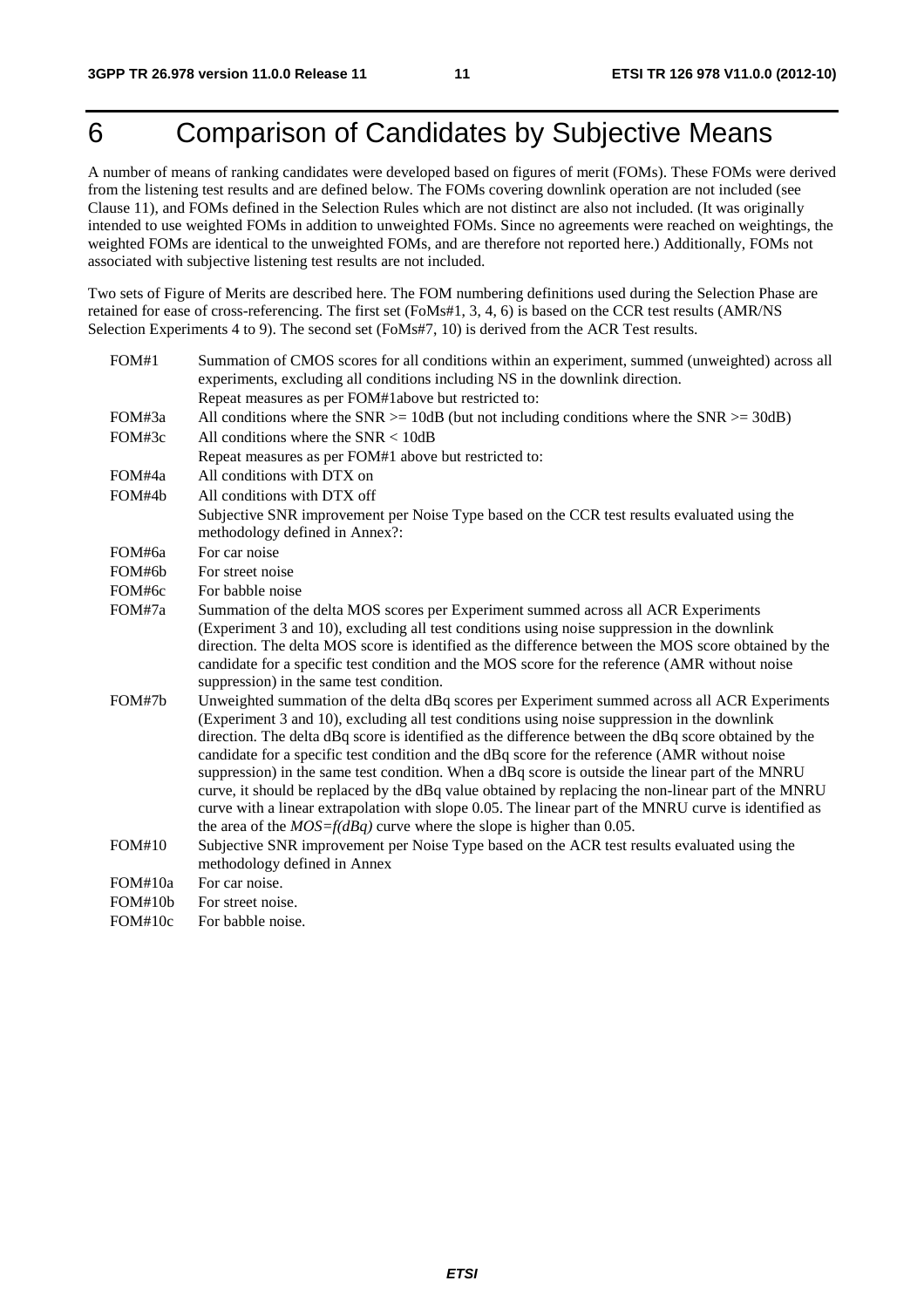# 6 Comparison of Candidates by Subjective Means

A number of means of ranking candidates were developed based on figures of merit (FOMs). These FOMs were derived from the listening test results and are defined below. The FOMs covering downlink operation are not included (see Clause 11), and FOMs defined in the Selection Rules which are not distinct are also not included. (It was originally intended to use weighted FOMs in addition to unweighted FOMs. Since no agreements were reached on weightings, the weighted FOMs are identical to the unweighted FOMs, and are therefore not reported here.) Additionally, FOMs not associated with subjective listening test results are not included.

Two sets of Figure of Merits are described here. The FOM numbering definitions used during the Selection Phase are retained for ease of cross-referencing. The first set (FoMs#1, 3, 4, 6) is based on the CCR test results (AMR/NS Selection Experiments 4 to 9). The second set (FoMs#7, 10) is derived from the ACR Test results.

FOM#1 Summation of CMOS scores for all conditions within an experiment, summed (unweighted) across all experiments, excluding all conditions including NS in the downlink direction.

Repeat measures as per FOM#1above but restricted to:

FOM#3a All conditions where the SNR >= 10dB (but not including conditions where the SNR >= 30dB)

FOM#3c All conditions where the SNR < 10dB

Repeat measures as per FOM#1 above but restricted to:

FOM#4a All conditions with DTX on

FOM#4b All conditions with DTX off

Subjective SNR improvement per Noise Type based on the CCR test results evaluated using the methodology defined in Annex?:

FOM#6a For car noise

FOM#6b For street noise

FOM#6c For babble noise

FOM#7a Summation of the delta MOS scores per Experiment summed across all ACR Experiments (Experiment 3 and 10), excluding all test conditions using noise suppression in the downlink direction. The delta MOS score is identified as the difference between the MOS score obtained by the candidate for a specific test condition and the MOS score for the reference (AMR without noise suppression) in the same test condition.

FOM#7b Unweighted summation of the delta dBq scores per Experiment summed across all ACR Experiments (Experiment 3 and 10), excluding all test conditions using noise suppression in the downlink direction. The delta dBq score is identified as the difference between the dBq score obtained by the candidate for a specific test condition and the dBq score for the reference (AMR without noise suppression) in the same test condition. When a dBq score is outside the linear part of the MNRU curve, it should be replaced by the dBq value obtained by replacing the non-linear part of the MNRU curve with a linear extrapolation with slope 0.05. The linear part of the MNRU curve is identified as the area of the *MOS=f(dBq)* curve where the slope is higher than 0.05.

FOM#10 Subjective SNR improvement per Noise Type based on the ACR test results evaluated using the methodology defined in Annex

FOM#10a For car noise.

FOM#10b For street noise.

FOM#10c For babble noise.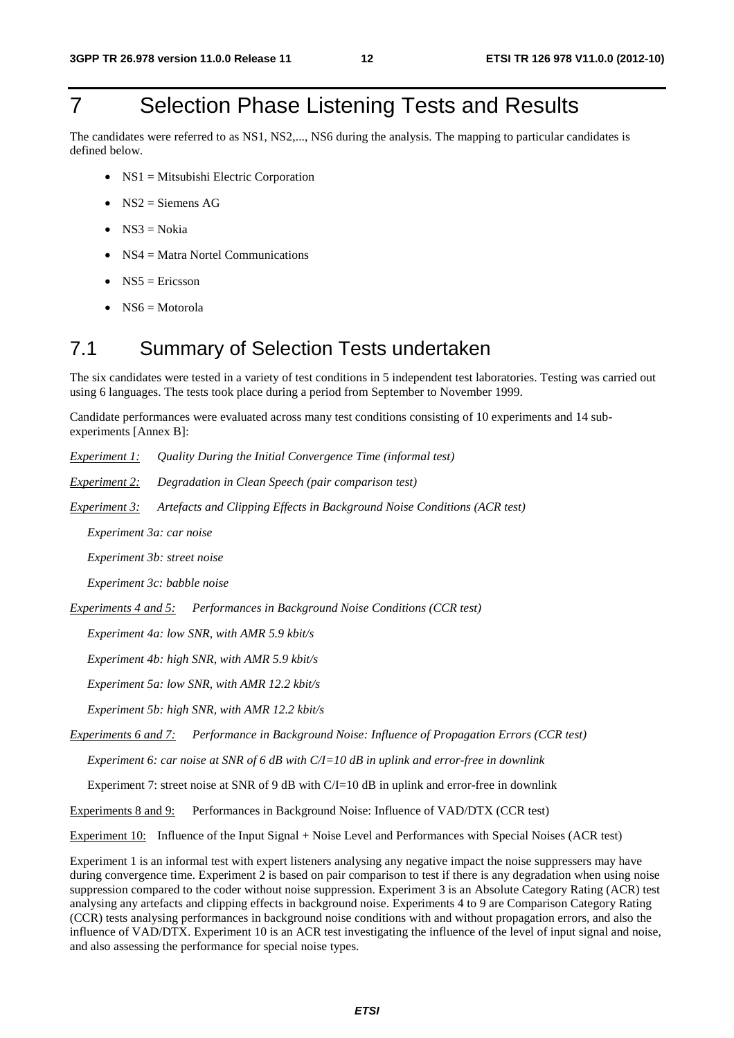# 7 Selection Phase Listening Tests and Results

The candidates were referred to as NS1, NS2,..., NS6 during the analysis. The mapping to particular candidates is defined below.

- NS1 = Mitsubishi Electric Corporation
- NS2 = Siemens AG
- NS3 = Nokia
- NS4 = Matra Nortel Communications
- NS5 = Ericsson
- NS6 = Motorola

## 7.1 Summary of Selection Tests undertaken

The six candidates were tested in a variety of test conditions in 5 independent test laboratories. Testing was carried out using 6 languages. The tests took place during a period from September to November 1999.

Candidate performances were evaluated across many test conditions consisting of 10 experiments and 14 sub-experiments [Annex B]:

*Experiment 1:* *Quality During the Initial Convergence Time (informal test)*

*Experiment 2:* *Degradation in Clean Speech (pair comparison test)*

*Experiment 3:* *Artefacts and Clipping Effects in Background Noise Conditions (ACR test)*

*Experiment 3a: car noise*

*Experiment 3b: street noise*

*Experiment 3c: babble noise*

*Experiments 4 and 5:* *Performances in Background Noise Conditions (CCR test)*

*Experiment 4a: low SNR, with AMR 5.9 kbit/s*

*Experiment 4b: high SNR, with AMR 5.9 kbit/s*

*Experiment 5a: low SNR, with AMR 12.2 kbit/s*

*Experiment 5b: high SNR, with AMR 12.2 kbit/s*

*Experiments 6 and 7:* *Performance in Background Noise: Influence of Propagation Errors (CCR test)*

*Experiment 6: car noise at SNR of 6 dB with C/I=10 dB in uplink and error-free in downlink*

Experiment 7: street noise at SNR of 9 dB with C/I=10 dB in uplink and error-free in downlink

Experiments 8 and 9: Performances in Background Noise: Influence of VAD/DTX (CCR test)

Experiment 10: Influence of the Input Signal + Noise Level and Performances with Special Noises (ACR test)

Experiment 1 is an informal test with expert listeners analysing any negative impact the noise suppressers may have during convergence time. Experiment 2 is based on pair comparison to test if there is any degradation when using noise suppression compared to the coder without noise suppression. Experiment 3 is an Absolute Category Rating (ACR) test analysing any artefacts and clipping effects in background noise. Experiments 4 to 9 are Comparison Category Rating (CCR) tests analysing performances in background noise conditions with and without propagation errors, and also the influence of VAD/DTX. Experiment 10 is an ACR test investigating the influence of the level of input signal and noise, and also assessing the performance for special noise types.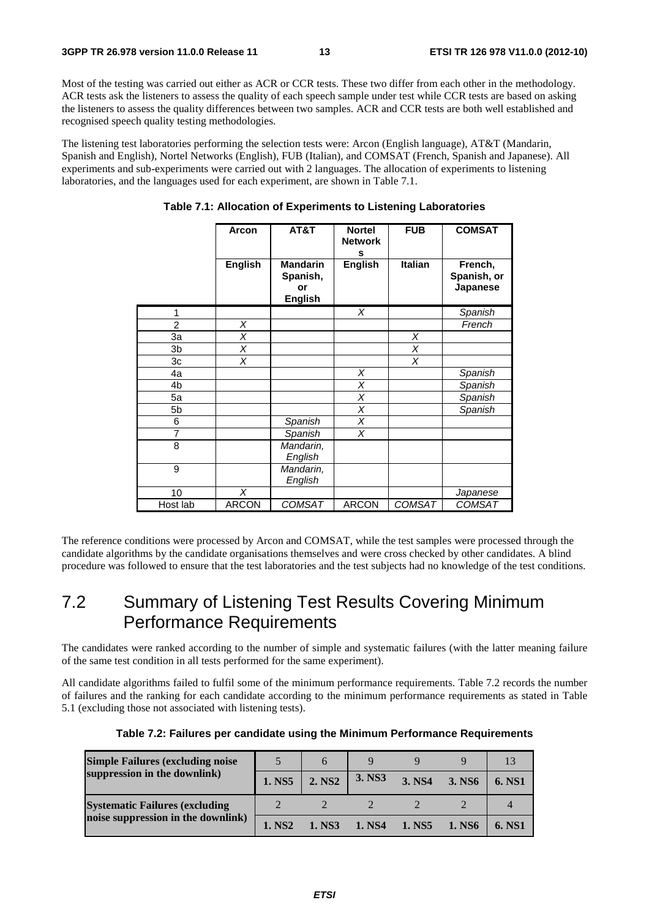Most of the testing was carried out either as ACR or CCR tests. These two differ from each other in the methodology. ACR tests ask the listeners to assess the quality of each speech sample under test while CCR tests are based on asking the listeners to assess the quality differences between two samples. ACR and CCR tests are both well established and recognised speech quality testing methodologies.

The listening test laboratories performing the selection tests were: Arcon (English language), AT&T (Mandarin, Spanish and English), Nortel Networks (English), FUB (Italian), and COMSAT (French, Spanish and Japanese). All experiments and sub-experiments were carried out with 2 languages. The allocation of experiments to listening laboratories, and the languages used for each experiment, are shown in Table 7.1.

**Table 7.1: Allocation of Experiments to Listening Laboratories**

| | **Arcon** | **AT&T** | **Nortel Networks** | **FUB** | **COMSAT** |
|---|---|---|---|---|---|
| | **English** | **Mandarin Spanish, or English** | **English** | **Italian** | **French, Spanish, or Japanese** |
| 1 | | | *X* | | *Spanish* |
| 2 | *X* | | | | *French* |
| 3a | *X* | | | *X* | |
| 3b | *X* | | | *X* | |
| 3c | *X* | | | *X* | |
| 4a | | | *X* | | *Spanish* |
| 4b | | | *X* | | *Spanish* |
| 5a | | | *X* | | *Spanish* |
| 5b | | | *X* | | *Spanish* |
| 6 | | *Spanish* | *X* | | |
| 7 | | *Spanish* | *X* | | |
| 8 | | *Mandarin, English* | | | |
| 9 | | *Mandarin, English* | | | |
| 10 | *X* | | | | *Japanese* |
| Host lab | ARCON | *COMSAT* | ARCON | *COMSAT* | *COMSAT* |

The reference conditions were processed by Arcon and COMSAT, while the test samples were processed through the candidate algorithms by the candidate organisations themselves and were cross checked by other candidates. A blind procedure was followed to ensure that the test laboratories and the test subjects had no knowledge of the test conditions.

## 7.2 Summary of Listening Test Results Covering Minimum Performance Requirements

The candidates were ranked according to the number of simple and systematic failures (with the latter meaning failure of the same test condition in all tests performed for the same experiment).

All candidate algorithms failed to fulfil some of the minimum performance requirements. Table 7.2 records the number of failures and the ranking for each candidate according to the minimum performance requirements as stated in Table 5.1 (excluding those not associated with listening tests).

**Table 7.2: Failures per candidate using the Minimum Performance Requirements**

| | | | | | | |
|---|---|---|---|---|---|---|
| **Simple Failures (excluding noise suppression in the downlink)** | 5 | 6 | 9 | 9 | 9 | 13 |
| | **1. NS5** | **2. NS2** | **3. NS3** | **3. NS4** | **3. NS6** | **6. NS1** |
| **Systematic Failures (excluding noise suppression in the downlink)** | 2 | 2 | 2 | 2 | 2 | 4 |
| | **1. NS2** | **1. NS3** | **1. NS4** | **1. NS5** | **1. NS6** | **6. NS1** |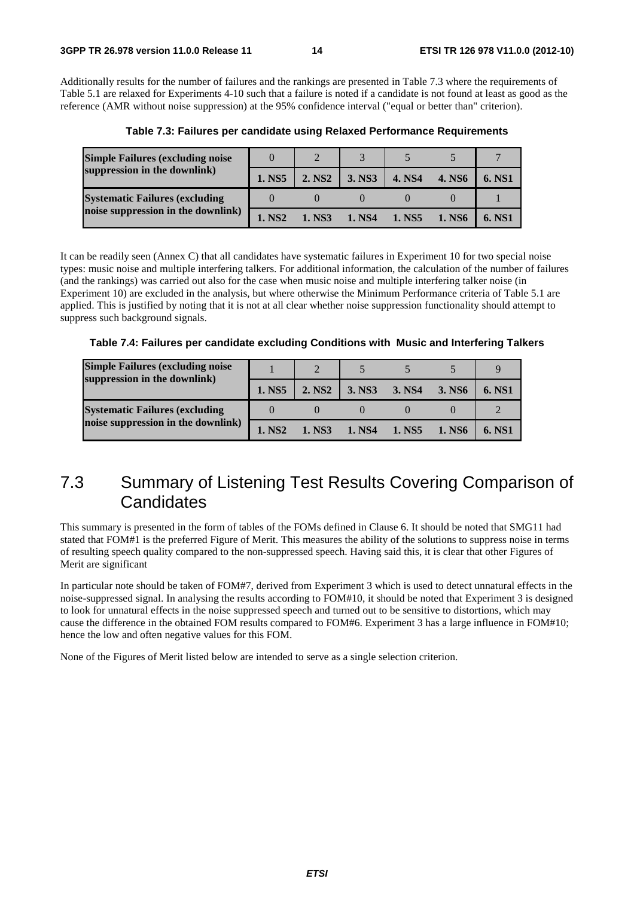Additionally results for the number of failures and the rankings are presented in Table 7.3 where the requirements of Table 5.1 are relaxed for Experiments 4-10 such that a failure is noted if a candidate is not found at least as good as the reference (AMR without noise suppression) at the 95% confidence interval ("equal or better than" criterion).

**Table 7.3: Failures per candidate using Relaxed Performance Requirements**

| | | | | | | |
|---|---|---|---|---|---|---|
| **Simple Failures (excluding noise suppression in the downlink)** | 0 | 2 | 3 | 5 | 5 | 7 |
| | **1. NS5** | **2. NS2** | **3. NS3** | **4. NS4** | **4. NS6** | **6. NS1** |
| **Systematic Failures (excluding noise suppression in the downlink)** | 0 | 0 | 0 | 0 | 0 | 1 |
| | **1. NS2** | **1. NS3** | **1. NS4** | **1. NS5** | **1. NS6** | **6. NS1** |

It can be readily seen (Annex C) that all candidates have systematic failures in Experiment 10 for two special noise types: music noise and multiple interfering talkers. For additional information, the calculation of the number of failures (and the rankings) was carried out also for the case when music noise and multiple interfering talker noise (in Experiment 10) are excluded in the analysis, but where otherwise the Minimum Performance criteria of Table 5.1 are applied. This is justified by noting that it is not at all clear whether noise suppression functionality should attempt to suppress such background signals.

**Table 7.4: Failures per candidate excluding Conditions with Music and Interfering Talkers**

| | | | | | | |
|---|---|---|---|---|---|---|
| **Simple Failures (excluding noise suppression in the downlink)** | 1 | 2 | 5 | 5 | 5 | 9 |
| | **1. NS5** | **2. NS2** | **3. NS3** | **3. NS4** | **3. NS6** | **6. NS1** |
| **Systematic Failures (excluding noise suppression in the downlink)** | 0 | 0 | 0 | 0 | 0 | 2 |
| | **1. NS2** | **1. NS3** | **1. NS4** | **1. NS5** | **1. NS6** | **6. NS1** |

## 7.3 Summary of Listening Test Results Covering Comparison of Candidates

This summary is presented in the form of tables of the FOMs defined in Clause 6. It should be noted that SMG11 had stated that FOM#1 is the preferred Figure of Merit. This measures the ability of the solutions to suppress noise in terms of resulting speech quality compared to the non-suppressed speech. Having said this, it is clear that other Figures of Merit are significant

In particular note should be taken of FOM#7, derived from Experiment 3 which is used to detect unnatural effects in the noise-suppressed signal. In analysing the results according to FOM#10, it should be noted that Experiment 3 is designed to look for unnatural effects in the noise suppressed speech and turned out to be sensitive to distortions, which may cause the difference in the obtained FOM results compared to FOM#6. Experiment 3 has a large influence in FOM#10; hence the low and often negative values for this FOM.

None of the Figures of Merit listed below are intended to serve as a single selection criterion.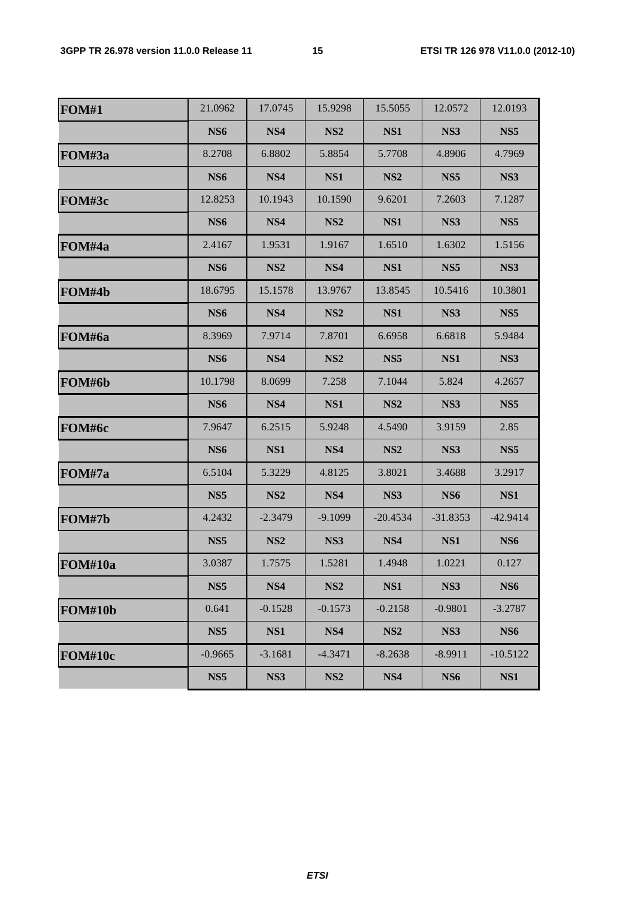| FOM#1 | 21.0962 | 17.0745 | 15.9298 | 15.5055 | 12.0572 | 12.0193 |
|---|---|---|---|---|---|---|
| | **NS6** | **NS4** | **NS2** | **NS1** | **NS3** | **NS5** |
| **FOM#3a** | 8.2708 | 6.8802 | 5.8854 | 5.7708 | 4.8906 | 4.7969 |
| | **NS6** | **NS4** | **NS1** | **NS2** | **NS5** | **NS3** |
| **FOM#3c** | 12.8253 | 10.1943 | 10.1590 | 9.6201 | 7.2603 | 7.1287 |
| | **NS6** | **NS4** | **NS2** | **NS1** | **NS3** | **NS5** |
| **FOM#4a** | 2.4167 | 1.9531 | 1.9167 | 1.6510 | 1.6302 | 1.5156 |
| | **NS6** | **NS2** | **NS4** | **NS1** | **NS5** | **NS3** |
| **FOM#4b** | 18.6795 | 15.1578 | 13.9767 | 13.8545 | 10.5416 | 10.3801 |
| | **NS6** | **NS4** | **NS2** | **NS1** | **NS3** | **NS5** |
| **FOM#6a** | 8.3969 | 7.9714 | 7.8701 | 6.6958 | 6.6818 | 5.9484 |
| | **NS6** | **NS4** | **NS2** | **NS5** | **NS1** | **NS3** |
| **FOM#6b** | 10.1798 | 8.0699 | 7.258 | 7.1044 | 5.824 | 4.2657 |
| | **NS6** | **NS4** | **NS1** | **NS2** | **NS3** | **NS5** |
| **FOM#6c** | 7.9647 | 6.2515 | 5.9248 | 4.5490 | 3.9159 | 2.85 |
| | **NS6** | **NS1** | **NS4** | **NS2** | **NS3** | **NS5** |
| **FOM#7a** | 6.5104 | 5.3229 | 4.8125 | 3.8021 | 3.4688 | 3.2917 |
| | **NS5** | **NS2** | **NS4** | **NS3** | **NS6** | **NS1** |
| **FOM#7b** | 4.2432 | -2.3479 | -9.1099 | -20.4534 | -31.8353 | -42.9414 |
| | **NS5** | **NS2** | **NS3** | **NS4** | **NS1** | **NS6** |
| **FOM#10a** | 3.0387 | 1.7575 | 1.5281 | 1.4948 | 1.0221 | 0.127 |
| | **NS5** | **NS4** | **NS2** | **NS1** | **NS3** | **NS6** |
| **FOM#10b** | 0.641 | -0.1528 | -0.1573 | -0.2158 | -0.9801 | -3.2787 |
| | **NS5** | **NS1** | **NS4** | **NS2** | **NS3** | **NS6** |
| **FOM#10c** | -0.9665 | -3.1681 | -4.3471 | -8.2638 | -8.9911 | -10.5122 |
| | **NS5** | **NS3** | **NS2** | **NS4** | **NS6** | **NS1** |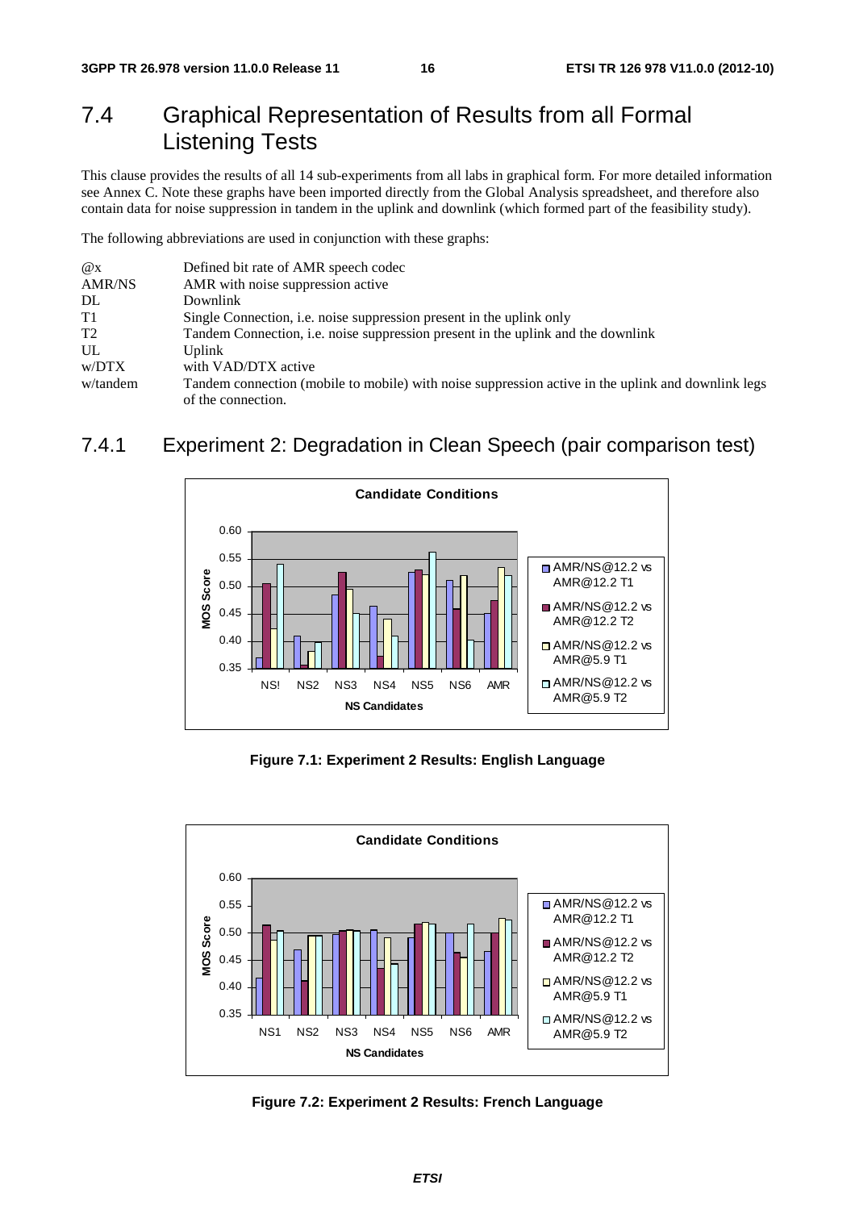# 7.4 Graphical Representation of Results from all Formal Listening Tests

This clause provides the results of all 14 sub-experiments from all labs in graphical form. For more detailed information see Annex C. Note these graphs have been imported directly from the Global Analysis spreadsheet, and therefore also contain data for noise suppression in tandem in the uplink and downlink (which formed part of the feasibility study).

The following abbreviations are used in conjunction with these graphs:

| | |
|---|---|
| @x | Defined bit rate of AMR speech codec |
| AMR/NS | AMR with noise suppression active |
| DL | Downlink |
| T1 | Single Connection, i.e. noise suppression present in the uplink only |
| T2 | Tandem Connection, i.e. noise suppression present in the uplink and the downlink |
| UL | Uplink |
| w/DTX | with VAD/DTX active |
| w/tandem | Tandem connection (mobile to mobile) with noise suppression active in the uplink and downlink legs of the connection. |

## 7.4.1 Experiment 2: Degradation in Clean Speech (pair comparison test)

**Figure 7.1: Experiment 2 Results: English Language**

**Figure 7.2: Experiment 2 Results: French Language**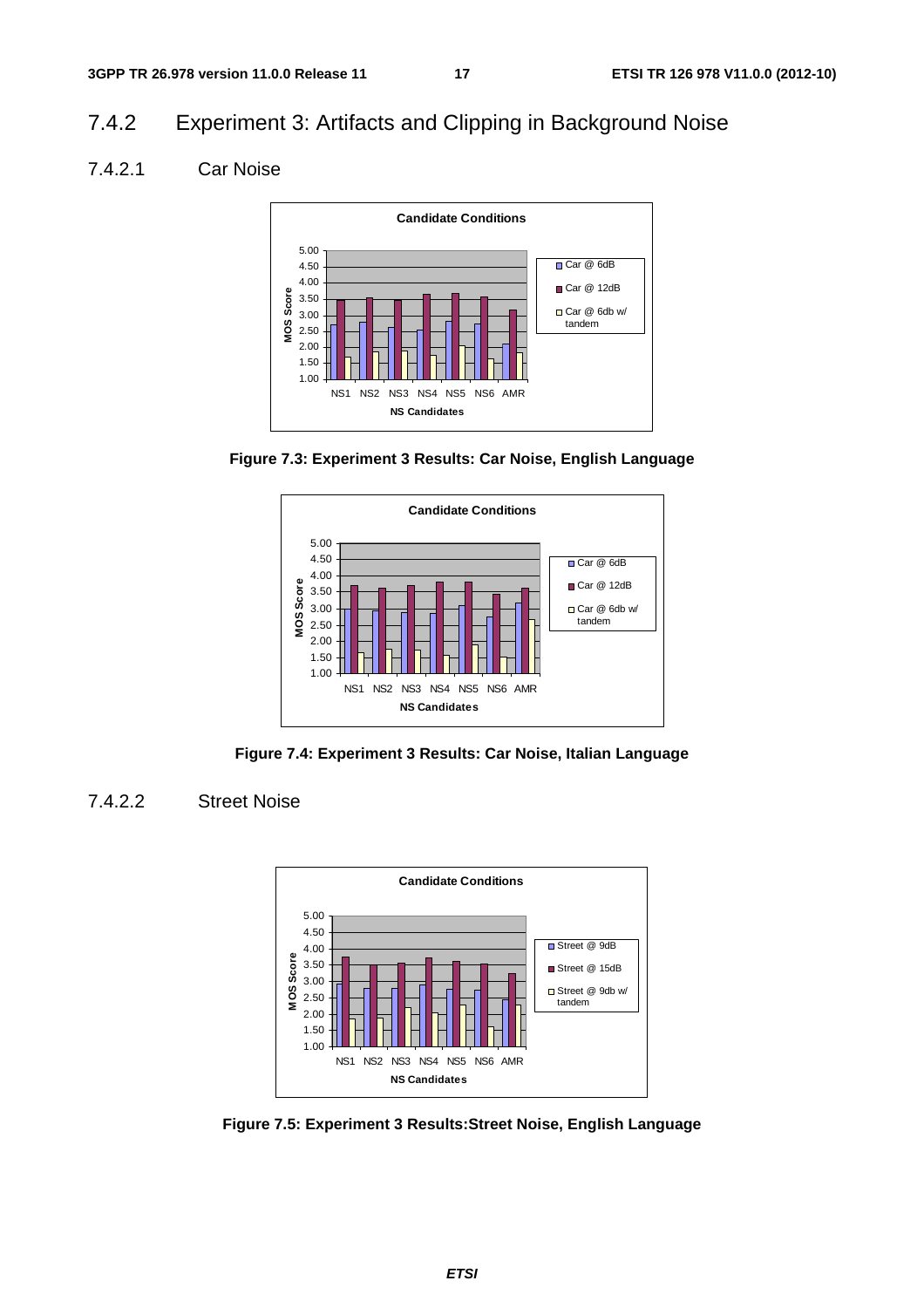### 7.4.2 Experiment 3: Artifacts and Clipping in Background Noise

#### 7.4.2.1 Car Noise

**Figure 7.3: Experiment 3 Results: Car Noise, English Language**

**Figure 7.4: Experiment 3 Results: Car Noise, Italian Language**

#### 7.4.2.2 Street Noise

**Figure 7.5: Experiment 3 Results:Street Noise, English Language**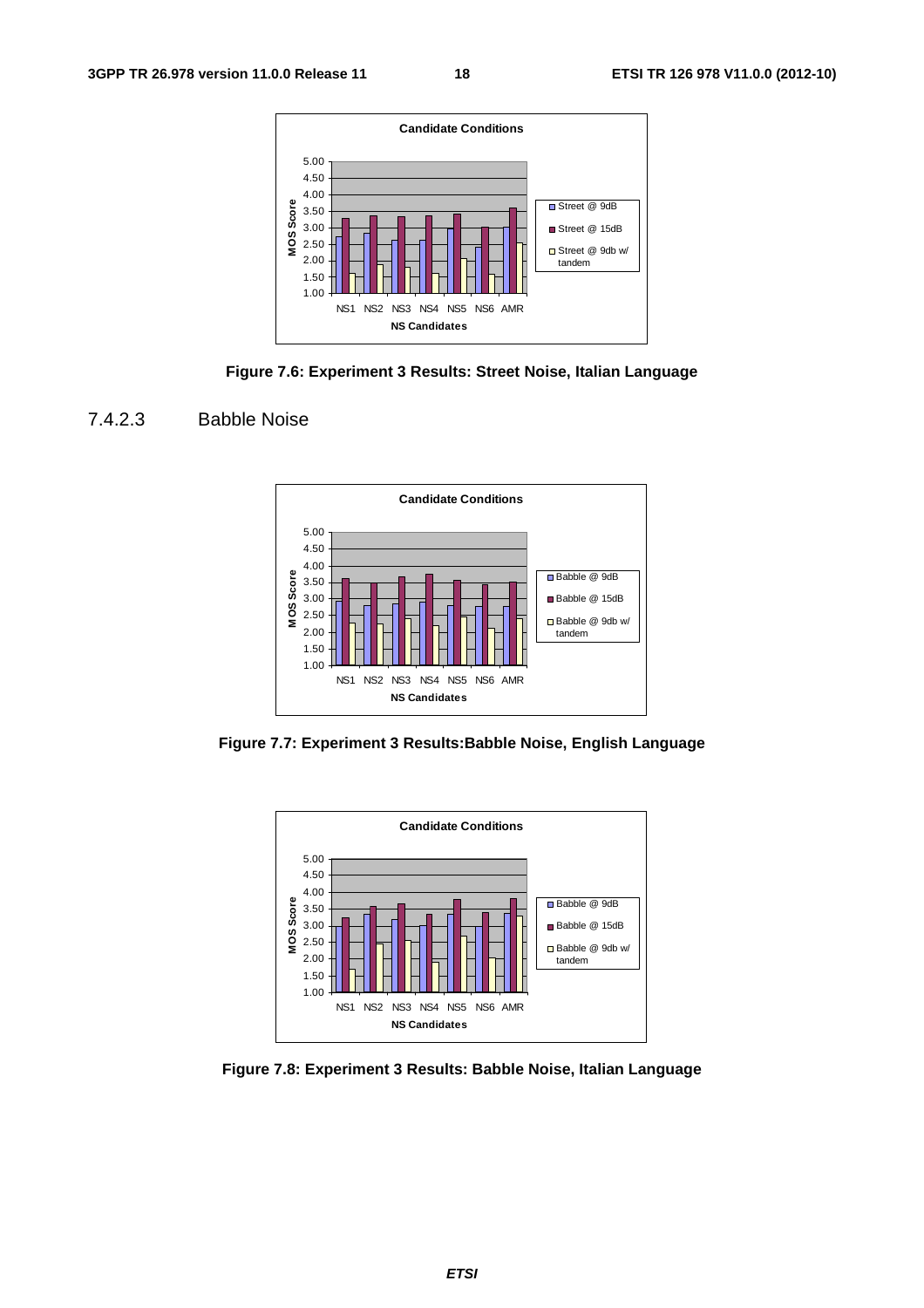Figure 7.6: Experiment 3 Results: Street Noise, Italian Language

### 7.4.2.3 Babble Noise

Figure 7.7: Experiment 3 Results:Babble Noise, English Language

Figure 7.8: Experiment 3 Results: Babble Noise, Italian Language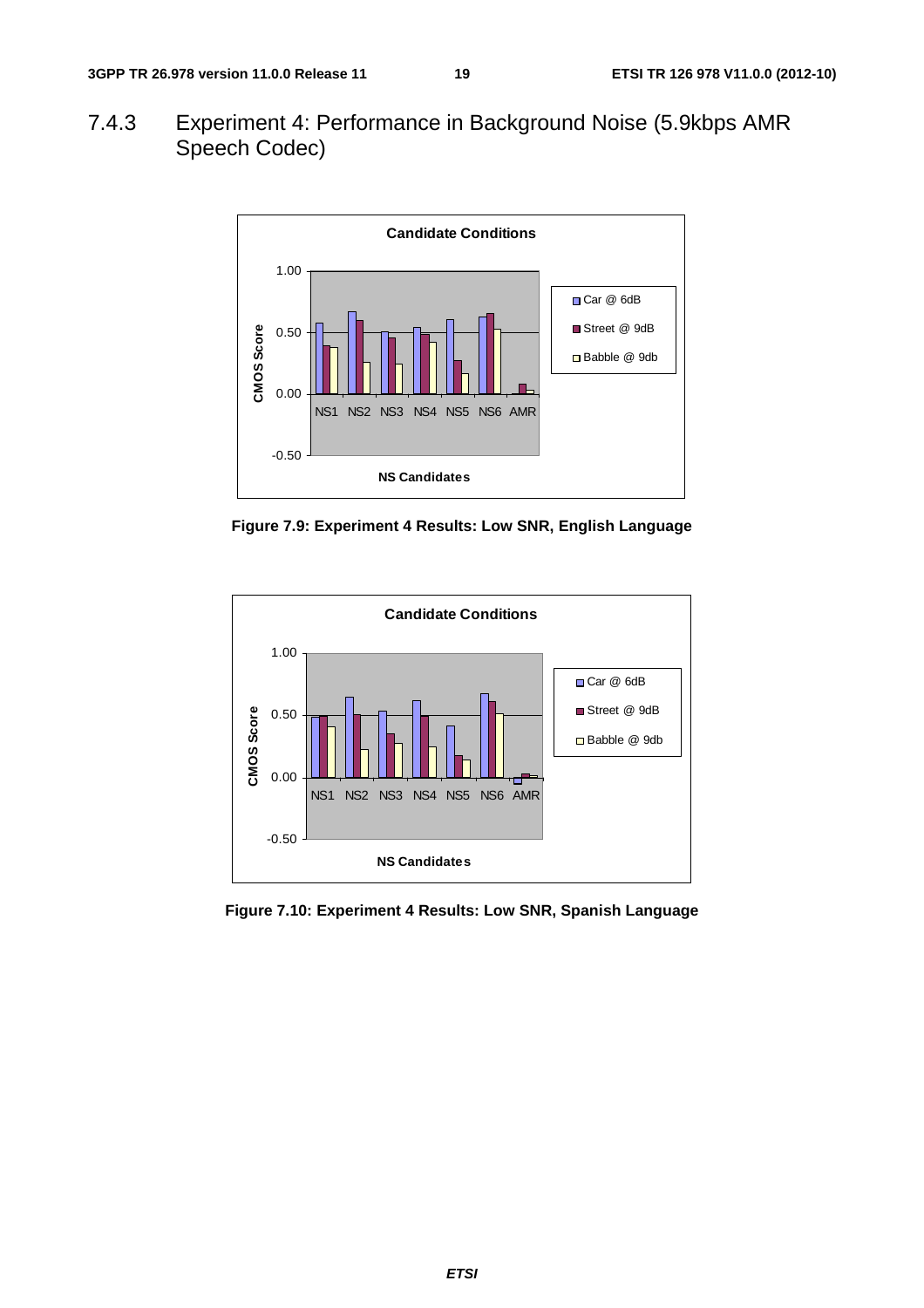### 7.4.3 Experiment 4: Performance in Background Noise (5.9kbps AMR Speech Codec)

**Figure 7.9: Experiment 4 Results: Low SNR, English Language**

**Figure 7.10: Experiment 4 Results: Low SNR, Spanish Language**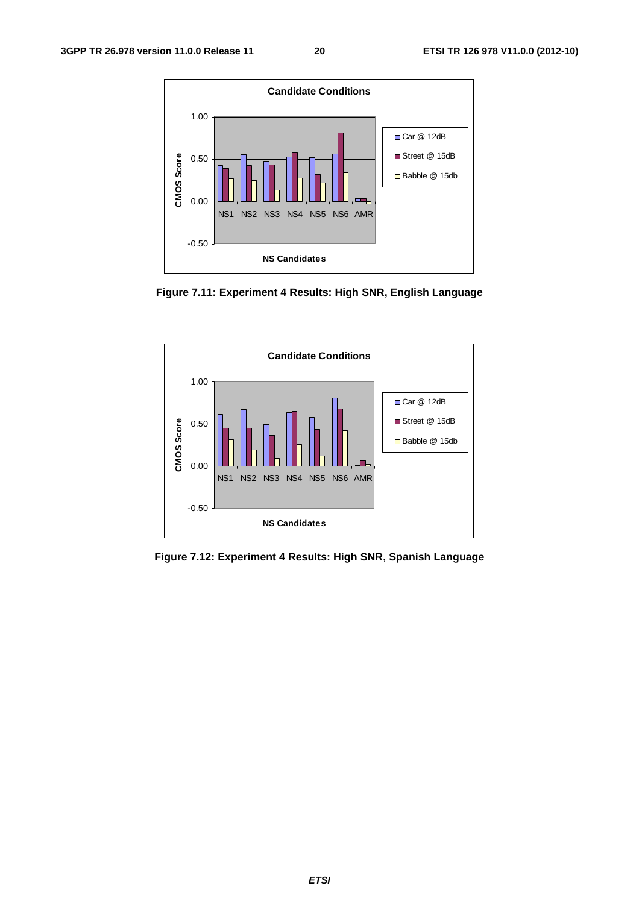Figure 7.11: Experiment 4 Results: High SNR, English Language

Figure 7.12: Experiment 4 Results: High SNR, Spanish Language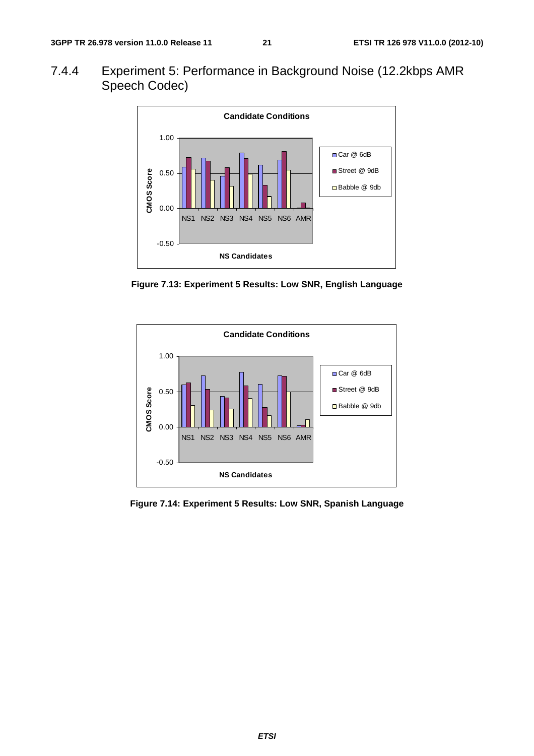### 7.4.4 Experiment 5: Performance in Background Noise (12.2kbps AMR Speech Codec)

**Figure 7.13: Experiment 5 Results: Low SNR, English Language**

**Figure 7.14: Experiment 5 Results: Low SNR, Spanish Language**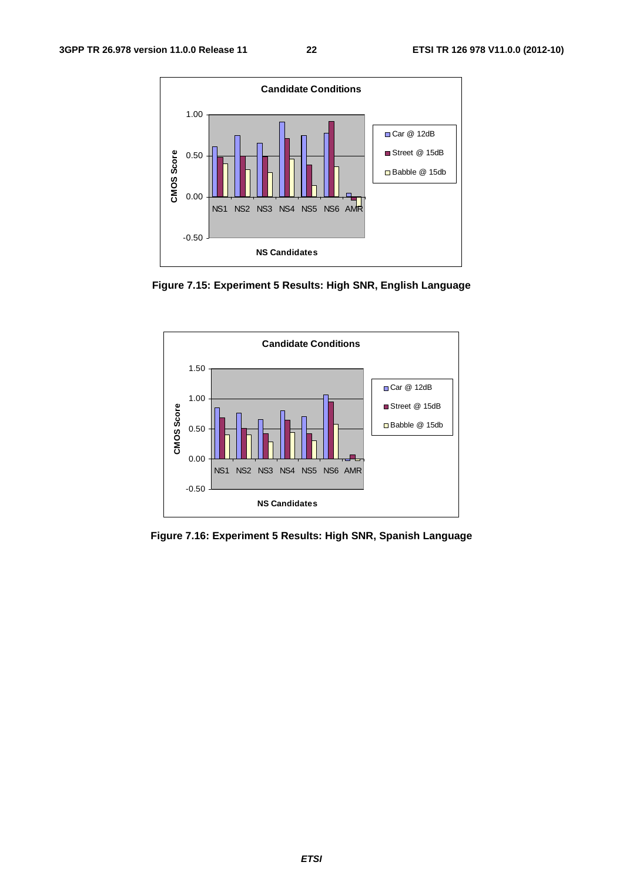Figure 7.15: Experiment 5 Results: High SNR, English Language

Figure 7.16: Experiment 5 Results: High SNR, Spanish Language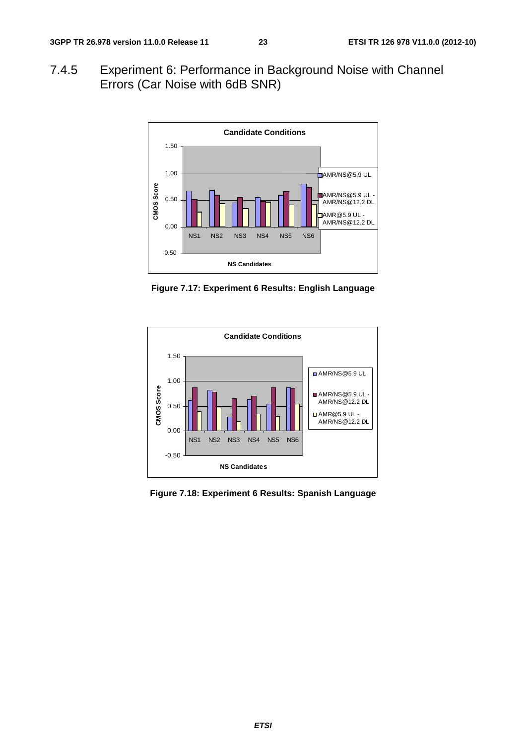## 7.4.5 Experiment 6: Performance in Background Noise with Channel Errors (Car Noise with 6dB SNR)

**Figure 7.17: Experiment 6 Results: English Language**

**Figure 7.18: Experiment 6 Results: Spanish Language**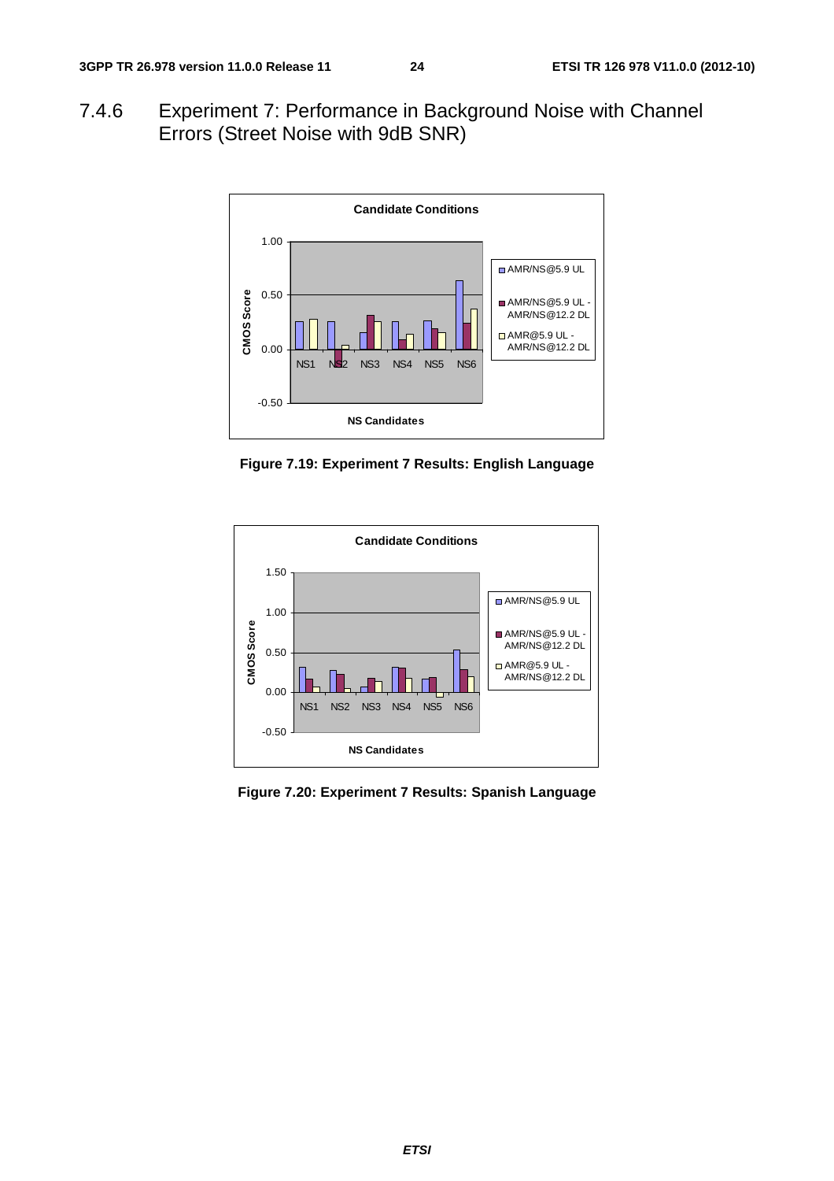### 7.4.6 Experiment 7: Performance in Background Noise with Channel Errors (Street Noise with 9dB SNR)

Figure 7.19: Experiment 7 Results: English Language

Figure 7.20: Experiment 7 Results: Spanish Language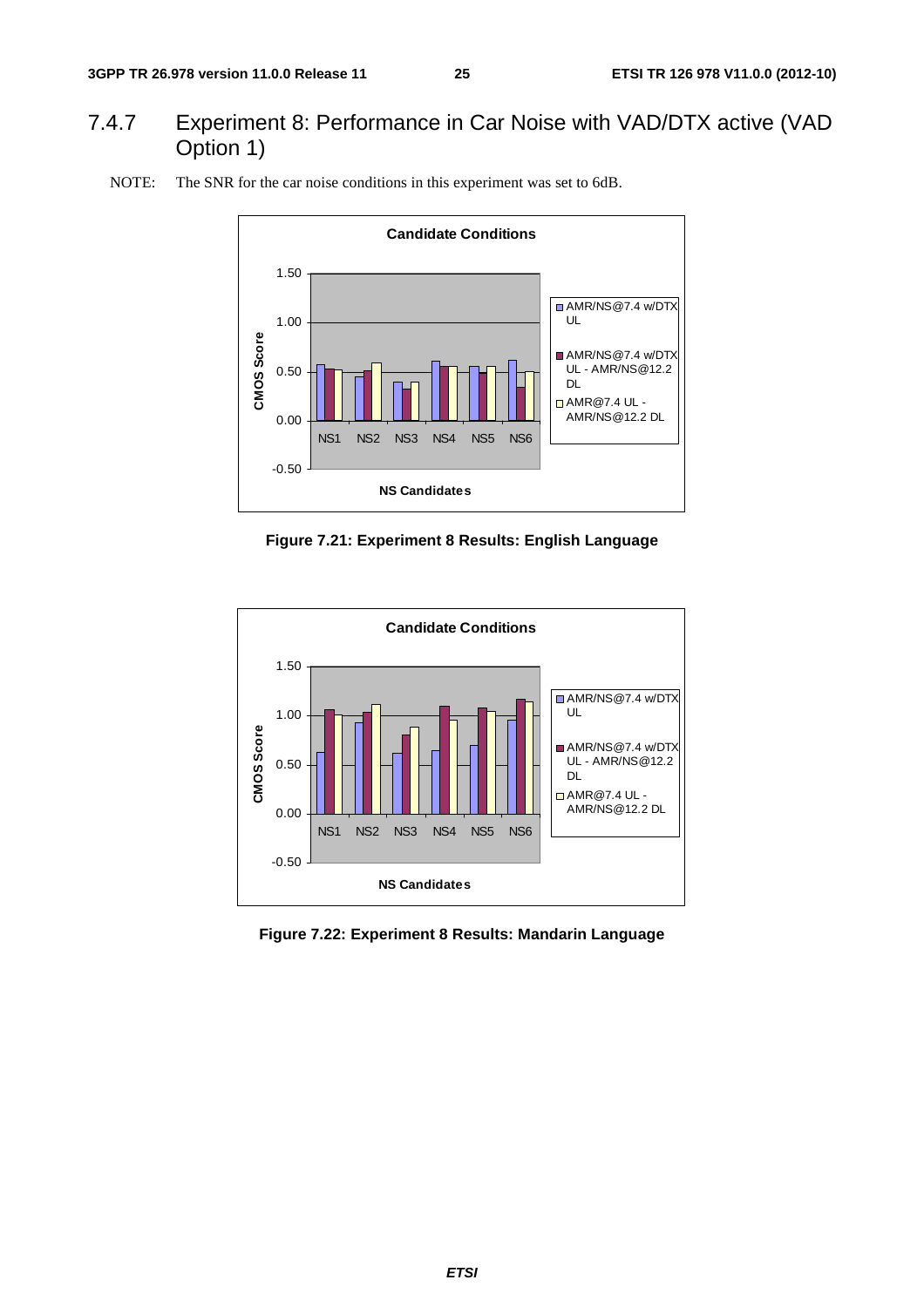## 7.4.7 Experiment 8: Performance in Car Noise with VAD/DTX active (VAD Option 1)

NOTE: The SNR for the car noise conditions in this experiment was set to 6dB.

**Figure 7.21: Experiment 8 Results: English Language**

**Figure 7.22: Experiment 8 Results: Mandarin Language**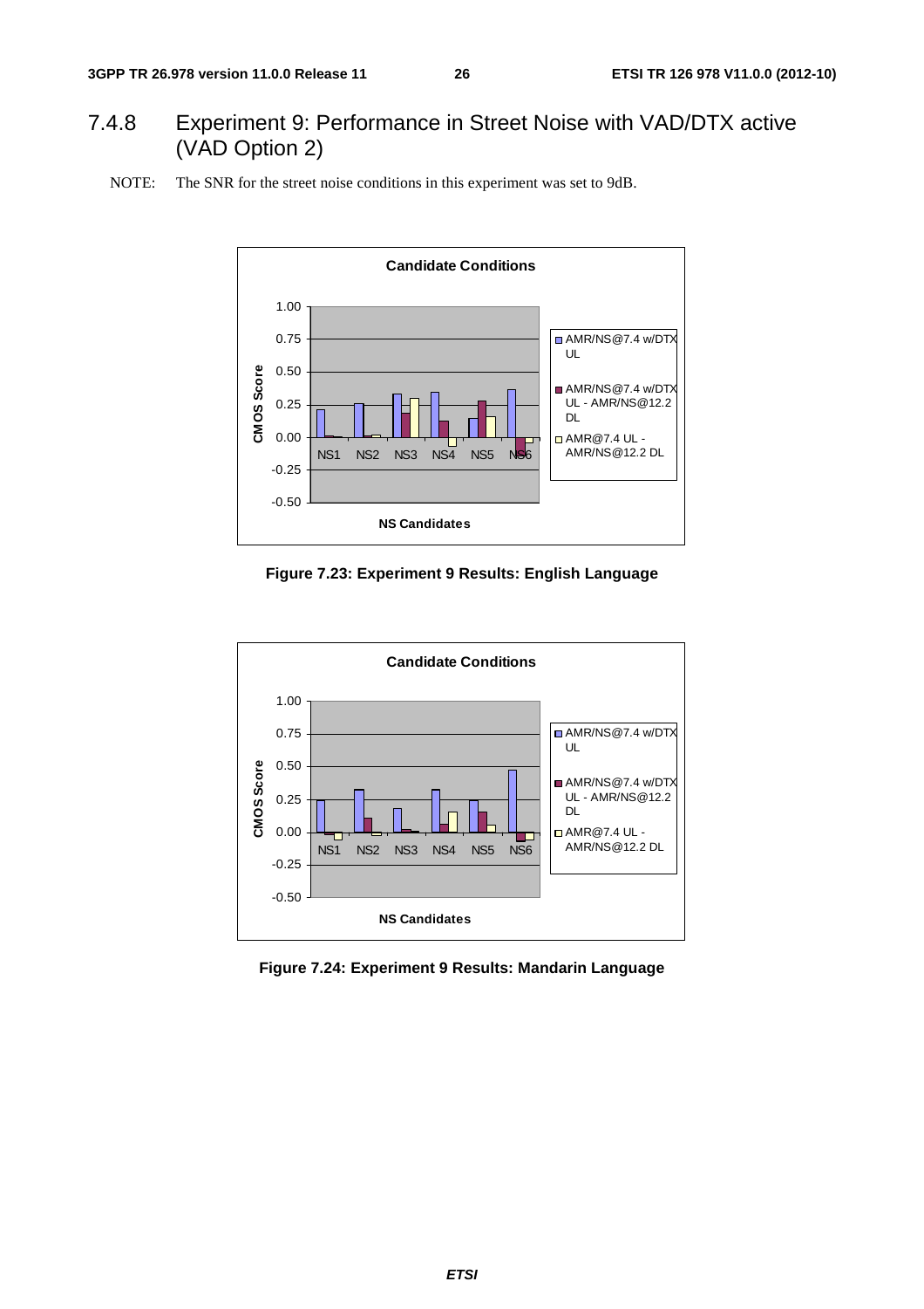## 7.4.8 Experiment 9: Performance in Street Noise with VAD/DTX active (VAD Option 2)

NOTE: The SNR for the street noise conditions in this experiment was set to 9dB.

**Figure 7.23: Experiment 9 Results: English Language**

**Figure 7.24: Experiment 9 Results: Mandarin Language**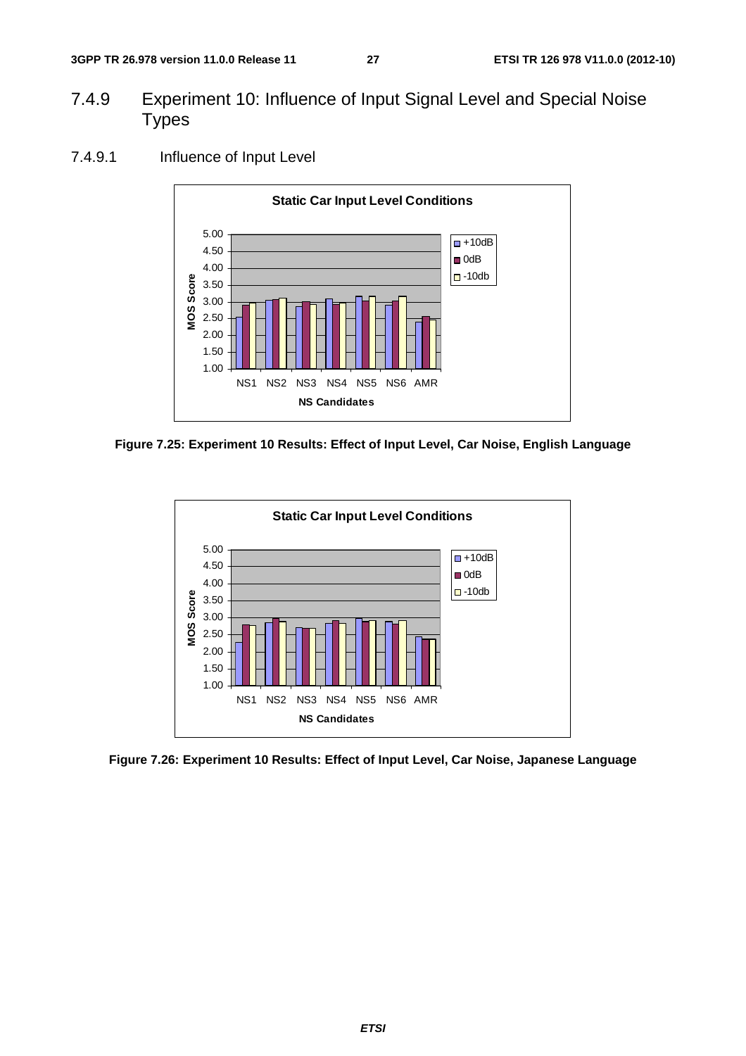## 7.4.9 Experiment 10: Influence of Input Signal Level and Special Noise Types

### 7.4.9.1 Influence of Input Level

**Figure 7.25: Experiment 10 Results: Effect of Input Level, Car Noise, English Language**

**Figure 7.26: Experiment 10 Results: Effect of Input Level, Car Noise, Japanese Language**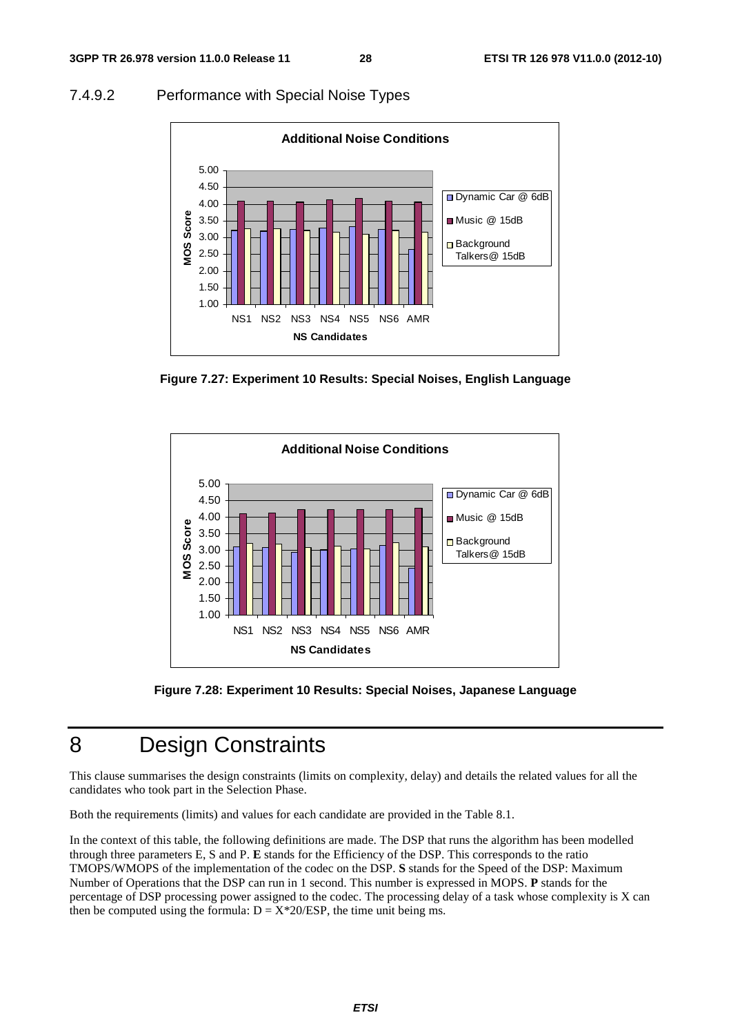### 7.4.9.2 Performance with Special Noise Types

**Figure 7.27: Experiment 10 Results: Special Noises, English Language**

**Figure 7.28: Experiment 10 Results: Special Noises, Japanese Language**

# 8 Design Constraints

This clause summarises the design constraints (limits on complexity, delay) and details the related values for all the candidates who took part in the Selection Phase.

Both the requirements (limits) and values for each candidate are provided in the Table 8.1.

In the context of this table, the following definitions are made. The DSP that runs the algorithm has been modelled through three parameters E, S and P. **E** stands for the Efficiency of the DSP. This corresponds to the ratio TMOPS/WMOPS of the implementation of the codec on the DSP. **S** stands for the Speed of the DSP: Maximum Number of Operations that the DSP can run in 1 second. This number is expressed in MOPS. **P** stands for the percentage of DSP processing power assigned to the codec. The processing delay of a task whose complexity is X can then be computed using the formula: $D = X*20/ESP$, the time unit being ms.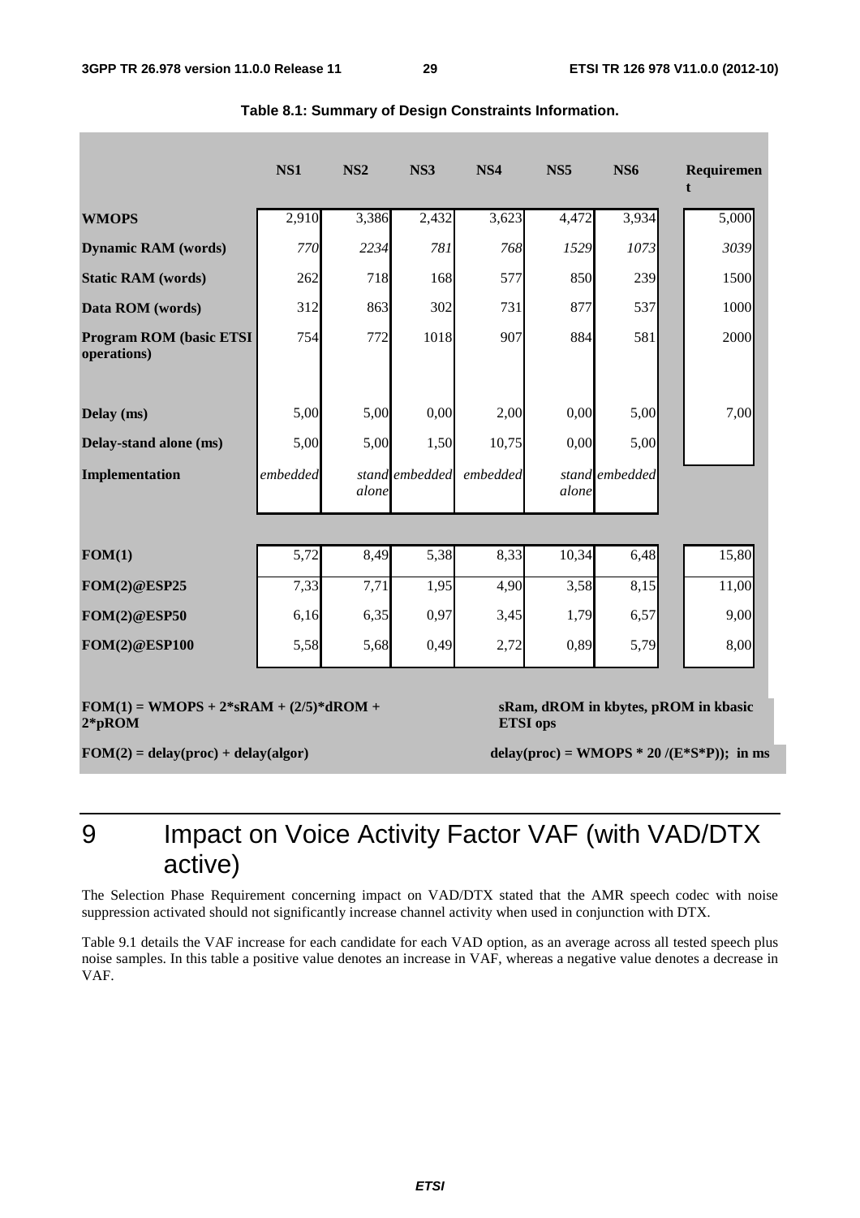**Table 8.1: Summary of Design Constraints Information.**

| | NS1 | NS2 | NS3 | NS4 | NS5 | NS6 | Requirement |
|---|---|---|---|---|---|---|---|
| **WMOPS** | 2,910 | 3,386 | 2,432 | 3,623 | 4,472 | 3,934 | 5,000 |
| **Dynamic RAM (words)** | *770* | *2234* | *781* | *768* | *1529* | *1073* | *3039* |
| **Static RAM (words)** | 262 | 718 | 168 | 577 | 850 | 239 | 1500 |
| **Data ROM (words)** | 312 | 863 | 302 | 731 | 877 | 537 | 1000 |
| **Program ROM (basic ETSI operations)** | 754 | 772 | 1018 | 907 | 884 | 581 | 2000 |
| **Delay (ms)** | 5,00 | 5,00 | 0,00 | 2,00 | 0,00 | 5,00 | 7,00 |
| **Delay-stand alone (ms)** | 5,00 | 5,00 | 1,50 | 10,75 | 0,00 | 5,00 | |
| **Implementation** | *embedded* | *stand alone* | *embedded* | *embedded* | *stand alone* | *embedded* | |
| **FOM(1)** | 5,72 | 8,49 | 5,38 | 8,33 | 10,34 | 6,48 | 15,80 |
| **FOM(2)@ESP25** | 7,33 | 7,71 | 1,95 | 4,90 | 3,58 | 8,15 | 11,00 |
| **FOM(2)@ESP50** | 6,16 | 6,35 | 0,97 | 3,45 | 1,79 | 6,57 | 9,00 |
| **FOM(2)@ESP100** | 5,58 | 5,68 | 0,49 | 2,72 | 0,89 | 5,79 | 8,00 |

**FOM(1) = WMOPS + 2*sRAM + (2/5)*dROM + 2*pROM** — **sRam, dROM in kbytes, pROM in kbasic ETSI ops**

**FOM(2) = delay(proc) + delay(algor)** — **delay(proc) = WMOPS * 20 /(E*S*P)); in ms**

# 9 Impact on Voice Activity Factor VAF (with VAD/DTX active)

The Selection Phase Requirement concerning impact on VAD/DTX stated that the AMR speech codec with noise suppression activated should not significantly increase channel activity when used in conjunction with DTX.

Table 9.1 details the VAF increase for each candidate for each VAD option, as an average across all tested speech plus noise samples. In this table a positive value denotes an increase in VAF, whereas a negative value denotes a decrease in VAF.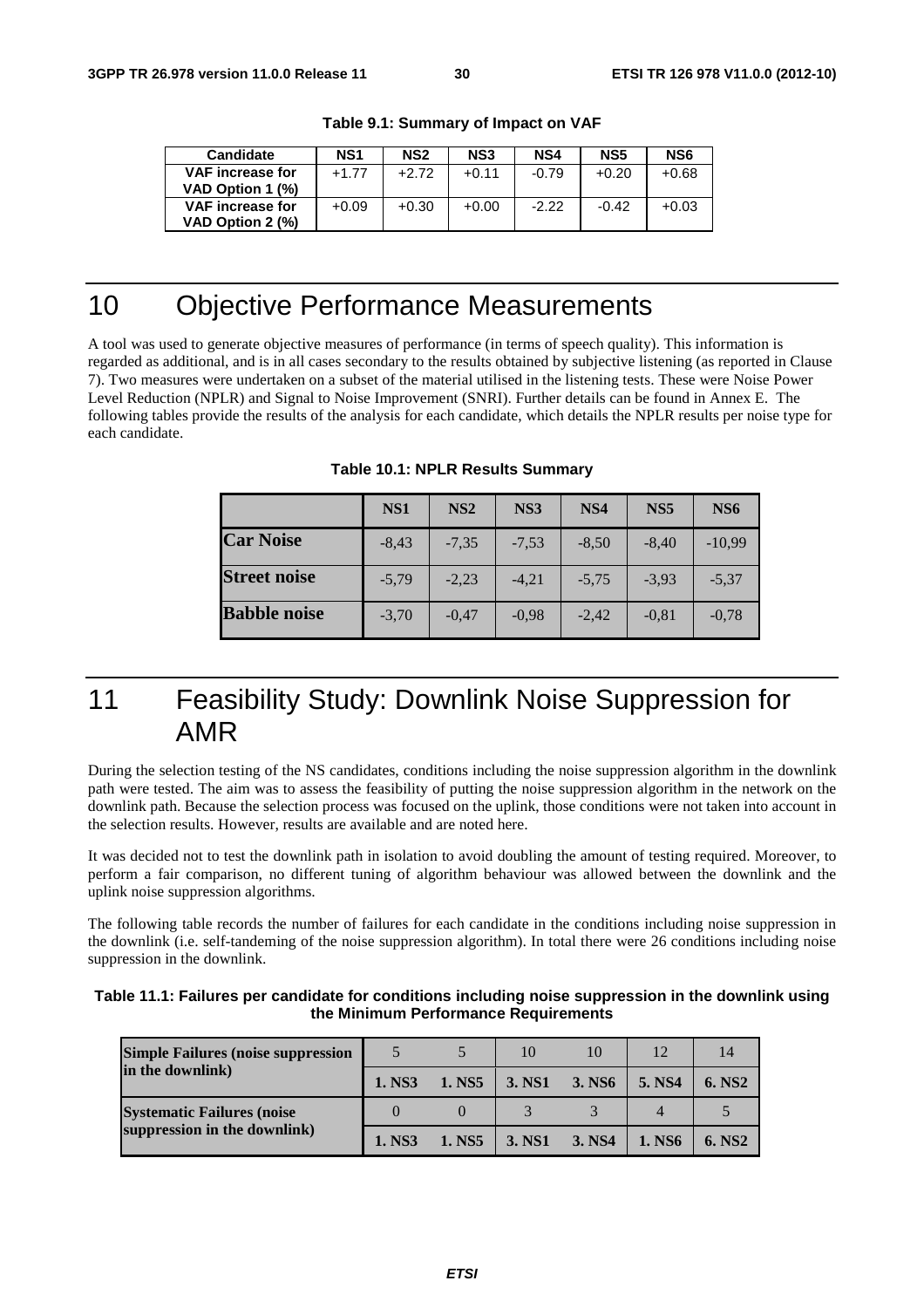**Table 9.1: Summary of Impact on VAF**

| Candidate | NS1 | NS2 | NS3 | NS4 | NS5 | NS6 |
|---|---|---|---|---|---|---|
| VAF increase for VAD Option 1 (%) | +1.77 | +2.72 | +0.11 | -0.79 | +0.20 | +0.68 |
| VAF increase for VAD Option 2 (%) | +0.09 | +0.30 | +0.00 | -2.22 | -0.42 | +0.03 |

# 10 Objective Performance Measurements

A tool was used to generate objective measures of performance (in terms of speech quality). This information is regarded as additional, and is in all cases secondary to the results obtained by subjective listening (as reported in Clause 7). Two measures were undertaken on a subset of the material utilised in the listening tests. These were Noise Power Level Reduction (NPLR) and Signal to Noise Improvement (SNRI). Further details can be found in Annex E. The following tables provide the results of the analysis for each candidate, which details the NPLR results per noise type for each candidate.

**Table 10.1: NPLR Results Summary**

| | NS1 | NS2 | NS3 | NS4 | NS5 | NS6 |
|---|---|---|---|---|---|---|
| **Car Noise** | -8,43 | -7,35 | -7,53 | -8,50 | -8,40 | -10,99 |
| **Street noise** | -5,79 | -2,23 | -4,21 | -5,75 | -3,93 | -5,37 |
| **Babble noise** | -3,70 | -0,47 | -0,98 | -2,42 | -0,81 | -0,78 |

# 11 Feasibility Study: Downlink Noise Suppression for AMR

During the selection testing of the NS candidates, conditions including the noise suppression algorithm in the downlink path were tested. The aim was to assess the feasibility of putting the noise suppression algorithm in the network on the downlink path. Because the selection process was focused on the uplink, those conditions were not taken into account in the selection results. However, results are available and are noted here.

It was decided not to test the downlink path in isolation to avoid doubling the amount of testing required. Moreover, to perform a fair comparison, no different tuning of algorithm behaviour was allowed between the downlink and the uplink noise suppression algorithms.

The following table records the number of failures for each candidate in the conditions including noise suppression in the downlink (i.e. self-tandeming of the noise suppression algorithm). In total there were 26 conditions including noise suppression in the downlink.

**Table 11.1: Failures per candidate for conditions including noise suppression in the downlink using the Minimum Performance Requirements**

| | | | | | | |
|---|---|---|---|---|---|---|
| **Simple Failures (noise suppression in the downlink)** | 5 | 5 | 10 | 10 | 12 | 14 |
| | **1. NS3** | **1. NS5** | **3. NS1** | **3. NS6** | **5. NS4** | **6. NS2** |
| **Systematic Failures (noise suppression in the downlink)** | 0 | 0 | 3 | 3 | 4 | 5 |
| | **1. NS3** | **1. NS5** | **3. NS1** | **3. NS4** | **1. NS6** | **6. NS2** |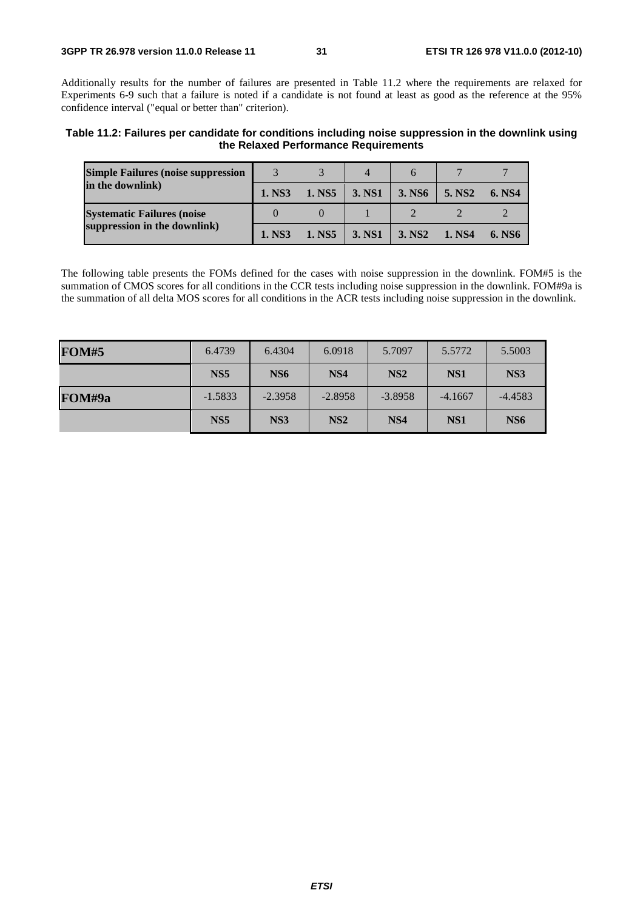Additionally results for the number of failures are presented in Table 11.2 where the requirements are relaxed for Experiments 6-9 such that a failure is noted if a candidate is not found at least as good as the reference at the 95% confidence interval ("equal or better than" criterion).

**Table 11.2: Failures per candidate for conditions including noise suppression in the downlink using the Relaxed Performance Requirements**

| | | | | | | |
|---|---|---|---|---|---|---|
| **Simple Failures (noise suppression in the downlink)** | 3 | 3 | 4 | 6 | 7 | 7 |
| | **1. NS3** | **1. NS5** | **3. NS1** | **3. NS6** | **5. NS2** | **6. NS4** |
| **Systematic Failures (noise suppression in the downlink)** | 0 | 0 | 1 | 2 | 2 | 2 |
| | **1. NS3** | **1. NS5** | **3. NS1** | **3. NS2** | **1. NS4** | **6. NS6** |

The following table presents the FOMs defined for the cases with noise suppression in the downlink. FOM#5 is the summation of CMOS scores for all conditions in the CCR tests including noise suppression in the downlink. FOM#9a is the summation of all delta MOS scores for all conditions in the ACR tests including noise suppression in the downlink.

| | | | | | | |
|---|---|---|---|---|---|---|
| **FOM#5** | 6.4739 | 6.4304 | 6.0918 | 5.7097 | 5.5772 | 5.5003 |
| | **NS5** | **NS6** | **NS4** | **NS2** | **NS1** | **NS3** |
| **FOM#9a** | -1.5833 | -2.3958 | -2.8958 | -3.8958 | -4.1667 | -4.4583 |
| | **NS5** | **NS3** | **NS2** | **NS4** | **NS1** | **NS6** |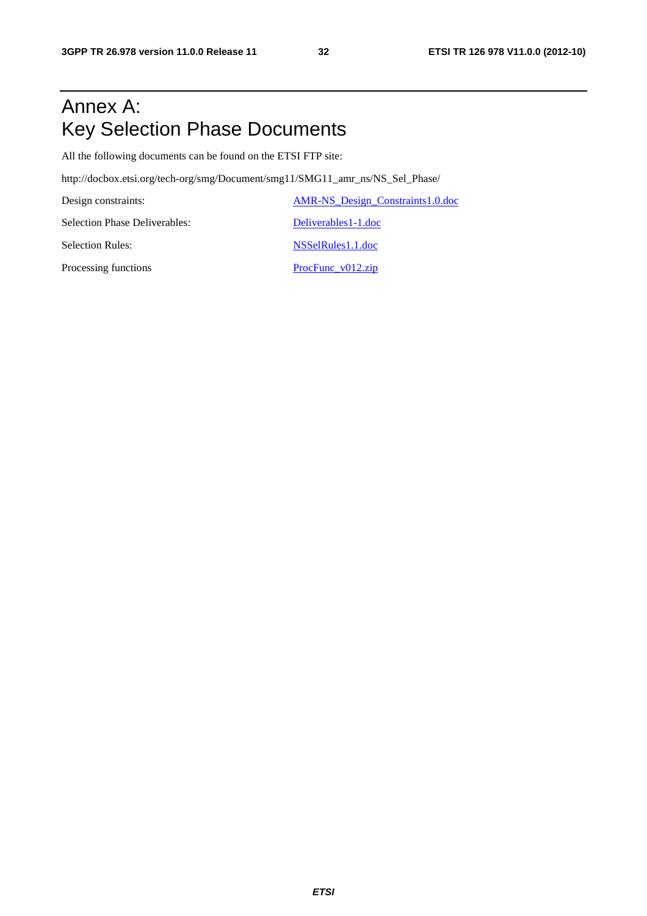# Annex A: Key Selection Phase Documents

All the following documents can be found on the ETSI FTP site:

http://docbox.etsi.org/tech-org/smg/Document/smg11/SMG11_amr_ns/NS_Sel_Phase/

| | |
|---|---|
| Design constraints: | AMR-NS_Design_Constraints1.0.doc |
| Selection Phase Deliverables: | Deliverables1-1.doc |
| Selection Rules: | NSSelRules1.1.doc |
| Processing functions | ProcFunc_v012.zip |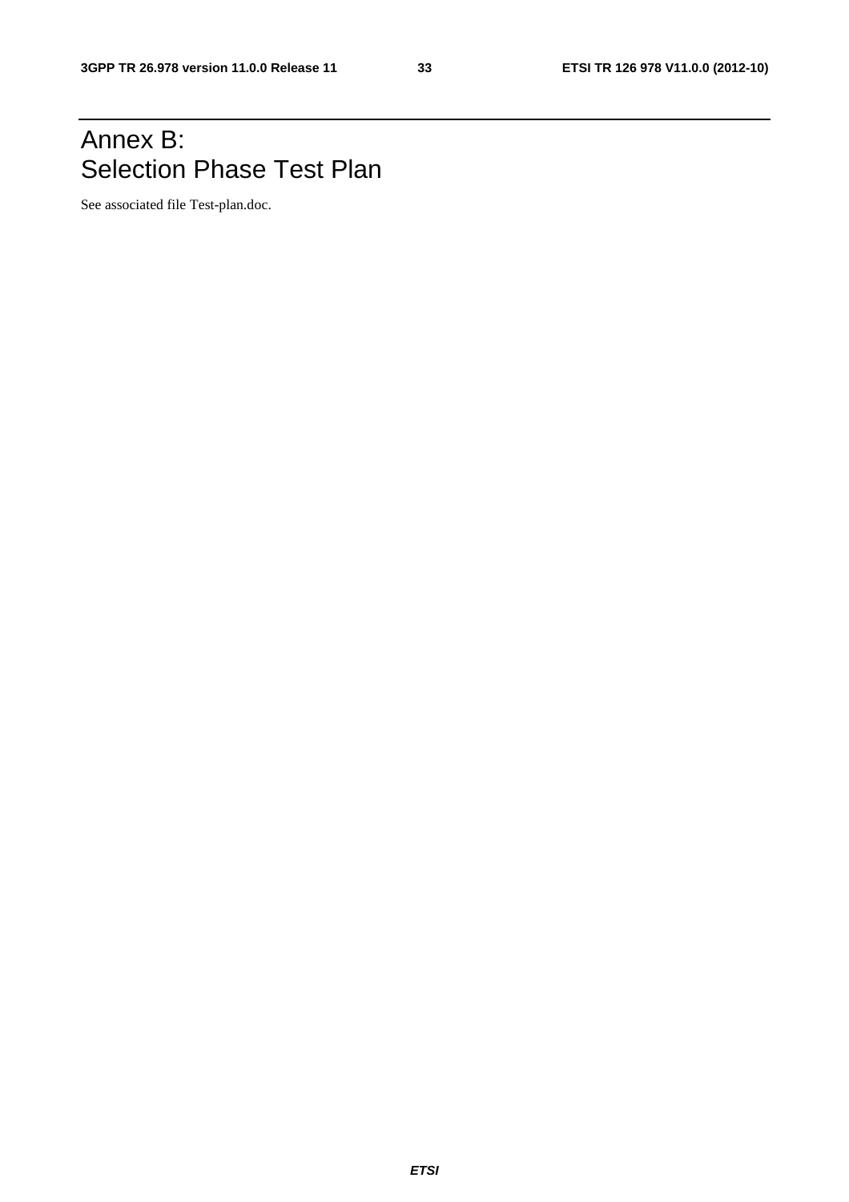# Annex B:
Selection Phase Test Plan

See associated file Test-plan.doc.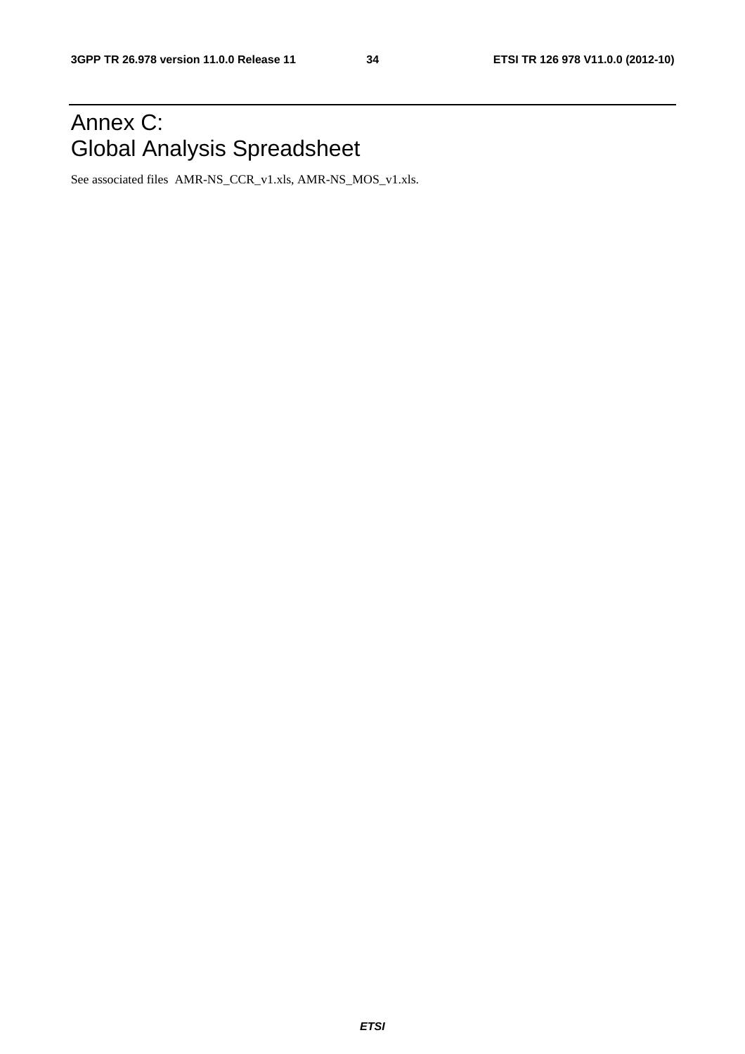# Annex C: Global Analysis Spreadsheet

See associated files AMR-NS_CCR_v1.xls, AMR-NS_MOS_v1.xls.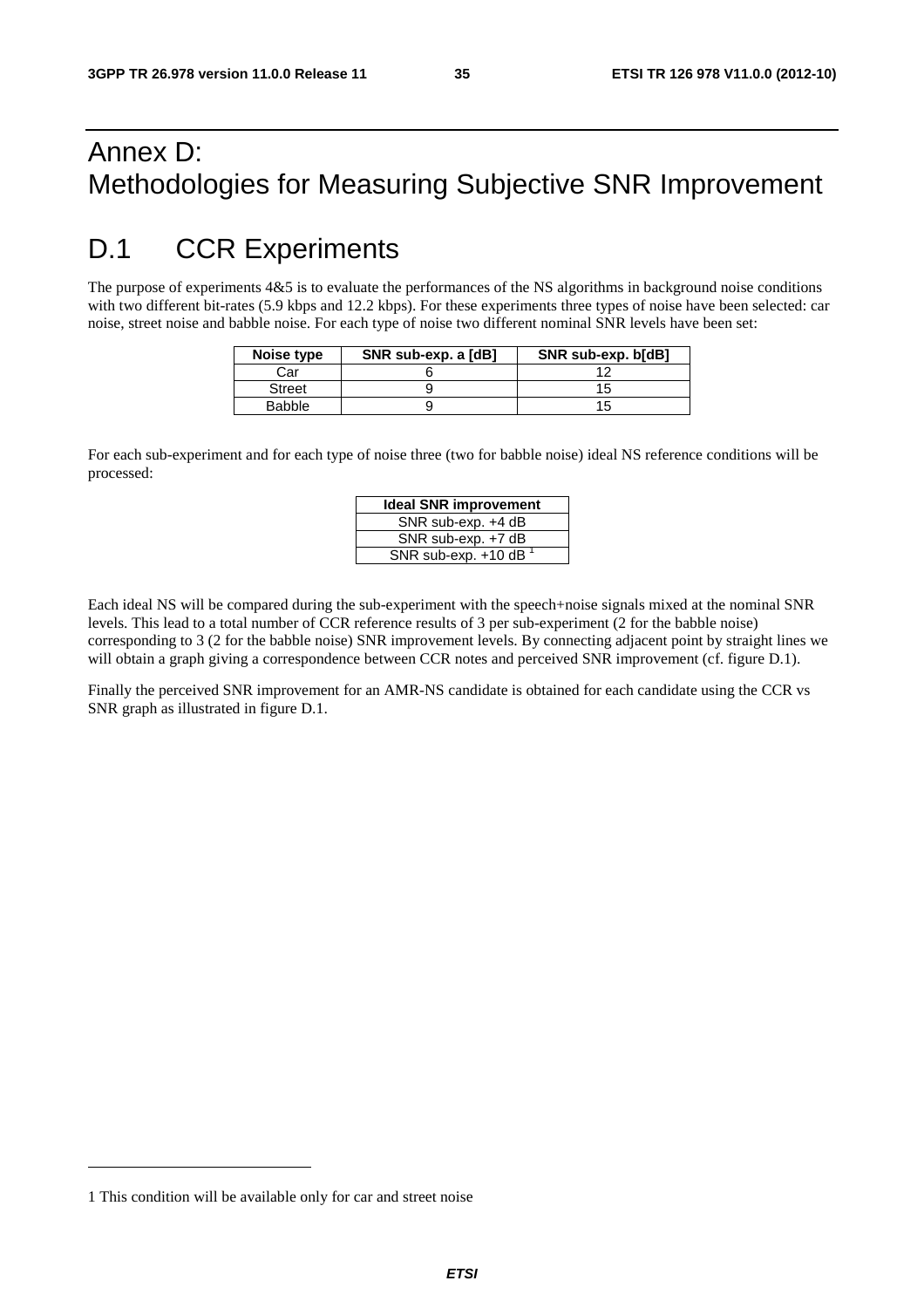# Annex D: Methodologies for Measuring Subjective SNR Improvement

## D.1 CCR Experiments

The purpose of experiments 4&5 is to evaluate the performances of the NS algorithms in background noise conditions with two different bit-rates (5.9 kbps and 12.2 kbps). For these experiments three types of noise have been selected: car noise, street noise and babble noise. For each type of noise two different nominal SNR levels have been set:

| Noise type | SNR sub-exp. a [dB] | SNR sub-exp. b[dB] |
|---|---|---|
| Car | 6 | 12 |
| Street | 9 | 15 |
| Babble | 9 | 15 |

For each sub-experiment and for each type of noise three (two for babble noise) ideal NS reference conditions will be processed:

| Ideal SNR improvement |
|---|
| SNR sub-exp. +4 dB |
| SNR sub-exp. +7 dB |
| SNR sub-exp. +10 dB [1] |

Each ideal NS will be compared during the sub-experiment with the speech+noise signals mixed at the nominal SNR levels. This lead to a total number of CCR reference results of 3 per sub-experiment (2 for the babble noise) corresponding to 3 (2 for the babble noise) SNR improvement levels. By connecting adjacent point by straight lines we will obtain a graph giving a correspondence between CCR notes and perceived SNR improvement (cf. figure D.1).

Finally the perceived SNR improvement for an AMR-NS candidate is obtained for each candidate using the CCR vs SNR graph as illustrated in figure D.1.

---

1 This condition will be available only for car and street noise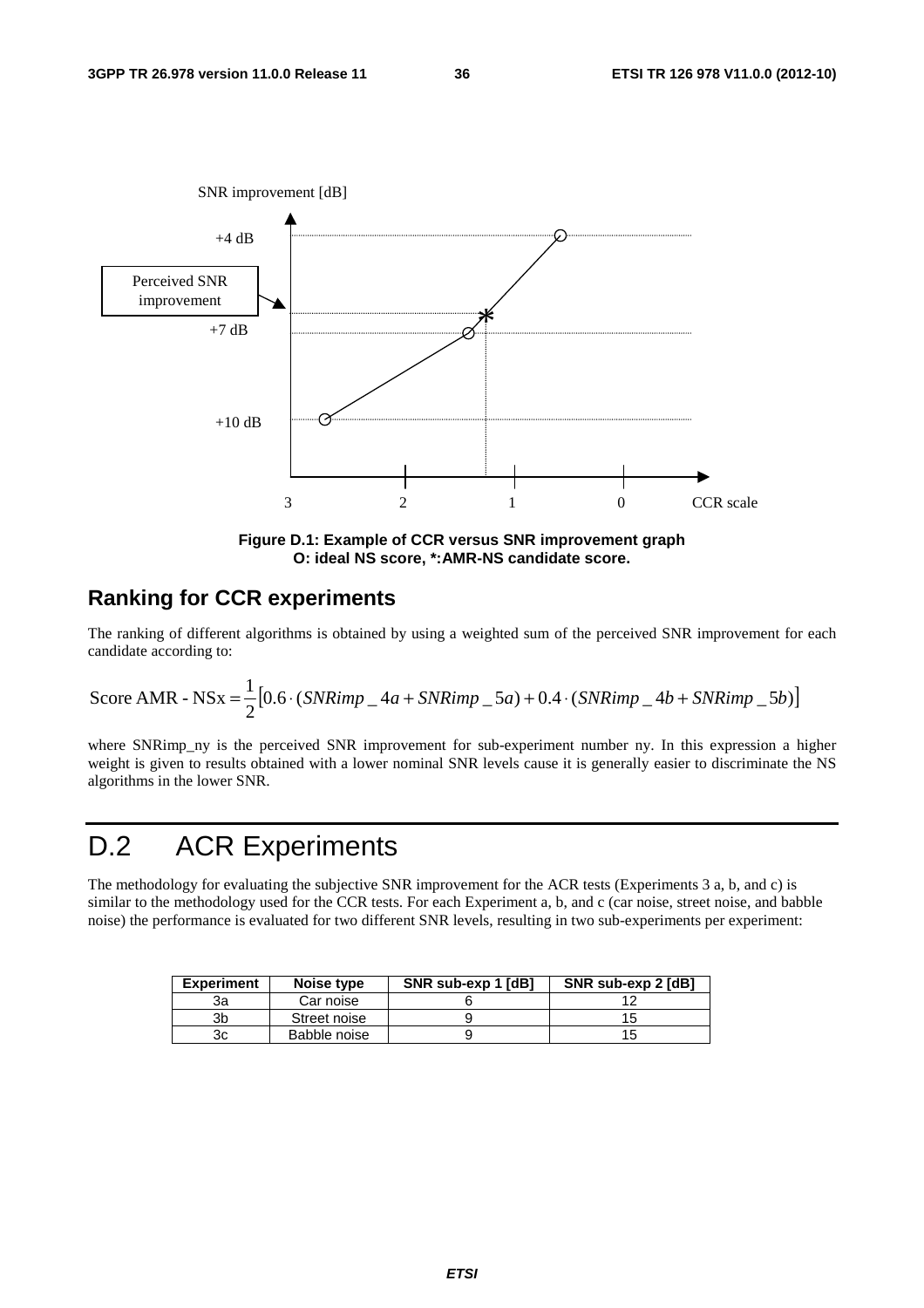SNR improvement [dB]

+4 dB

Perceived SNR improvement

+7 dB

+10 dB

3 2 1 0 CCR scale

**Figure D.1: Example of CCR versus SNR improvement graph O: ideal NS score, *:AMR-NS candidate score.**

### Ranking for CCR experiments

The ranking of different algorithms is obtained by using a weighted sum of the perceived SNR improvement for each candidate according to:

$$\text{Score AMR - NSx} = \frac{1}{2}\left[0.6 \cdot (SNRimp\_4a + SNRimp\_5a) + 0.4 \cdot (SNRimp\_4b + SNRimp\_5b)\right]$$

where SNRimp_ny is the perceived SNR improvement for sub-experiment number ny. In this expression a higher weight is given to results obtained with a lower nominal SNR levels cause it is generally easier to discriminate the NS algorithms in the lower SNR.

# D.2 ACR Experiments

The methodology for evaluating the subjective SNR improvement for the ACR tests (Experiments 3 a, b, and c) is similar to the methodology used for the CCR tests. For each Experiment a, b, and c (car noise, street noise, and babble noise) the performance is evaluated for two different SNR levels, resulting in two sub-experiments per experiment:

| Experiment | Noise type | SNR sub-exp 1 [dB] | SNR sub-exp 2 [dB] |
|---|---|---|---|
| 3a | Car noise | 6 | 12 |
| 3b | Street noise | 9 | 15 |
| 3c | Babble noise | 9 | 15 |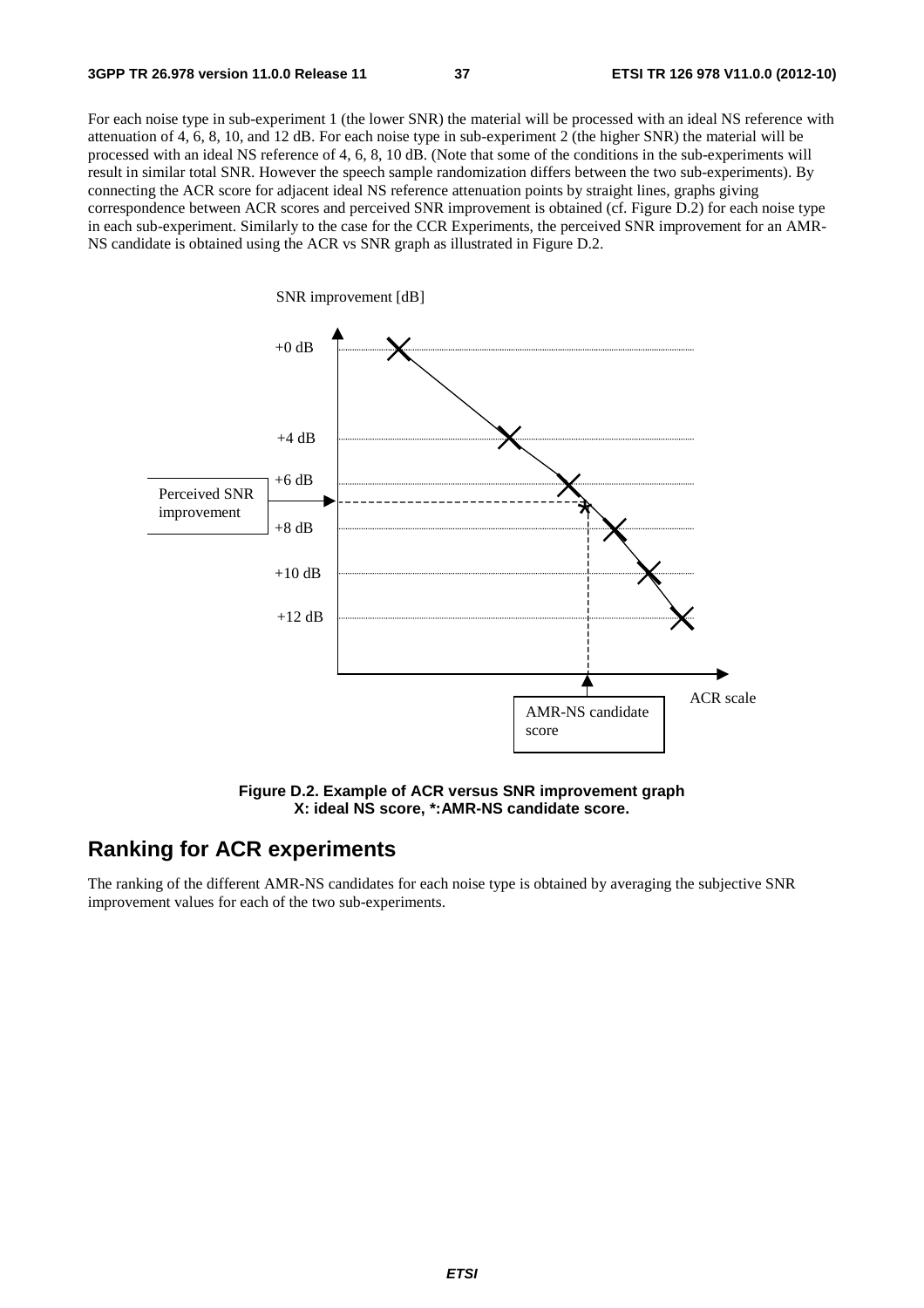For each noise type in sub-experiment 1 (the lower SNR) the material will be processed with an ideal NS reference with attenuation of 4, 6, 8, 10, and 12 dB. For each noise type in sub-experiment 2 (the higher SNR) the material will be processed with an ideal NS reference of 4, 6, 8, 10 dB. (Note that some of the conditions in the sub-experiments will result in similar total SNR. However the speech sample randomization differs between the two sub-experiments). By connecting the ACR score for adjacent ideal NS reference attenuation points by straight lines, graphs giving correspondence between ACR scores and perceived SNR improvement is obtained (cf. Figure D.2) for each noise type in each sub-experiment. Similarly to the case for the CCR Experiments, the perceived SNR improvement for an AMR-NS candidate is obtained using the ACR vs SNR graph as illustrated in Figure D.2.

**Figure D.2. Example of ACR versus SNR improvement graph X: ideal NS score, *:AMR-NS candidate score.**

## Ranking for ACR experiments

The ranking of the different AMR-NS candidates for each noise type is obtained by averaging the subjective SNR improvement values for each of the two sub-experiments.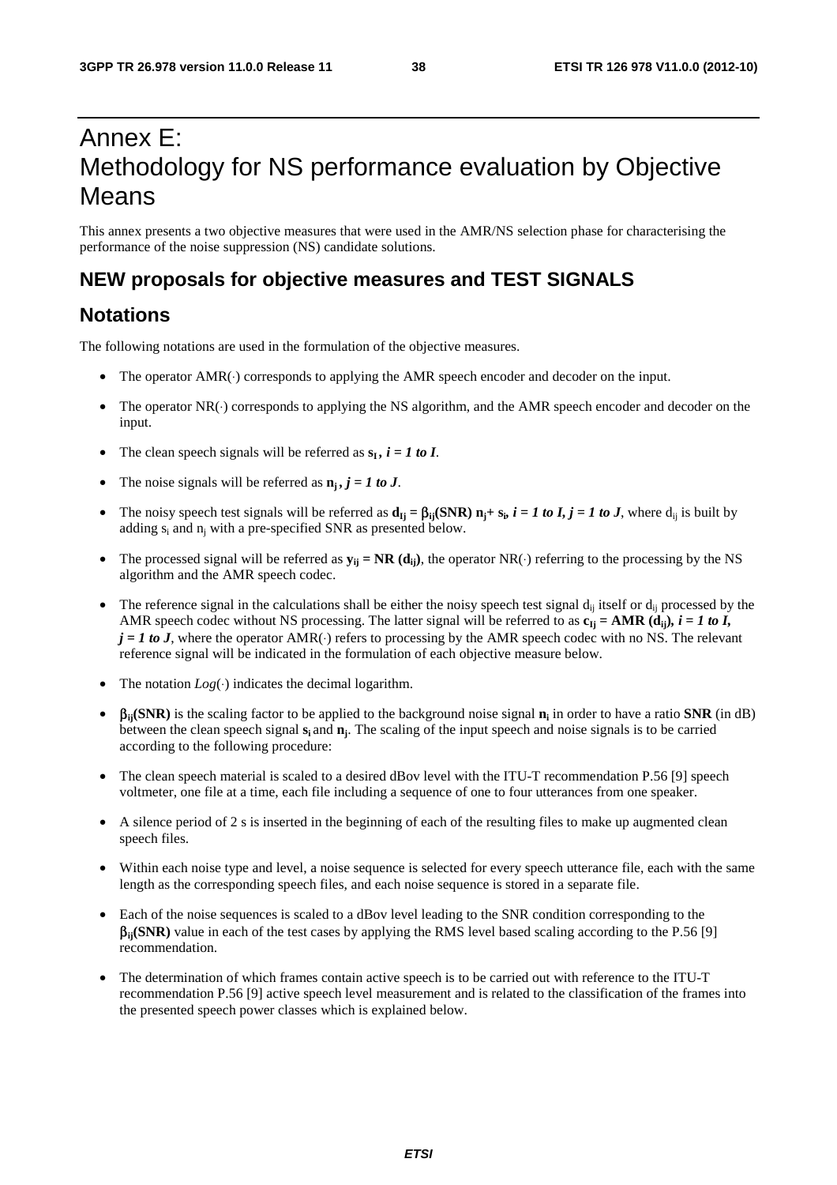# Annex E:
Methodology for NS performance evaluation by Objective Means

This annex presents a two objective measures that were used in the AMR/NS selection phase for characterising the performance of the noise suppression (NS) candidate solutions.

## NEW proposals for objective measures and TEST SIGNALS

## Notations

The following notations are used in the formulation of the objective measures.

- The operator AMR(·) corresponds to applying the AMR speech encoder and decoder on the input.
- The operator NR(·) corresponds to applying the NS algorithm, and the AMR speech encoder and decoder on the input.
- The clean speech signals will be referred as $\mathbf{s_I}$ , $i = 1$ *to* $I$.
- The noise signals will be referred as $\mathbf{n_j}$ , $j = 1$ *to* $J$.
- The noisy speech test signals will be referred as $\mathbf{d_{Ij}} = \beta_{ij}(\mathbf{SNR})\, \mathbf{n_j} + \mathbf{s_i}$, $i = 1$ *to* $I$, $j = 1$ *to* $J$, where $d_{ij}$ is built by adding $s_i$ and $n_j$ with a pre-specified SNR as presented below.
- The processed signal will be referred as $\mathbf{y_{ij}} = \mathbf{NR}\ (\mathbf{d_{ij}})$, the operator NR(·) referring to the processing by the NS algorithm and the AMR speech codec.
- The reference signal in the calculations shall be either the noisy speech test signal $d_{ij}$ itself or $d_{ij}$ processed by the AMR speech codec without NS processing. The latter signal will be referred to as $\mathbf{c_{Ij}} = \mathbf{AMR}\ (\mathbf{d_{ij}})$, $i = 1$ *to* $I$, $j = 1$ *to* $J$, where the operator AMR(·) refers to processing by the AMR speech codec with no NS. The relevant reference signal will be indicated in the formulation of each objective measure below.
- The notation *Log*(·) indicates the decimal logarithm.
- $\beta_{ij}(\mathbf{SNR})$ is the scaling factor to be applied to the background noise signal $\mathbf{n_i}$ in order to have a ratio **SNR** (in dB) between the clean speech signal $\mathbf{s_i}$ and $\mathbf{n_j}$. The scaling of the input speech and noise signals is to be carried according to the following procedure:
- The clean speech material is scaled to a desired dBov level with the ITU-T recommendation P.56 [9] speech voltmeter, one file at a time, each file including a sequence of one to four utterances from one speaker.
- A silence period of 2 s is inserted in the beginning of each of the resulting files to make up augmented clean speech files.
- Within each noise type and level, a noise sequence is selected for every speech utterance file, each with the same length as the corresponding speech files, and each noise sequence is stored in a separate file.
- Each of the noise sequences is scaled to a dBov level leading to the SNR condition corresponding to the $\beta_{ij}(\mathbf{SNR})$ value in each of the test cases by applying the RMS level based scaling according to the P.56 [9] recommendation.
- The determination of which frames contain active speech is to be carried out with reference to the ITU-T recommendation P.56 [9] active speech level measurement and is related to the classification of the frames into the presented speech power classes which is explained below.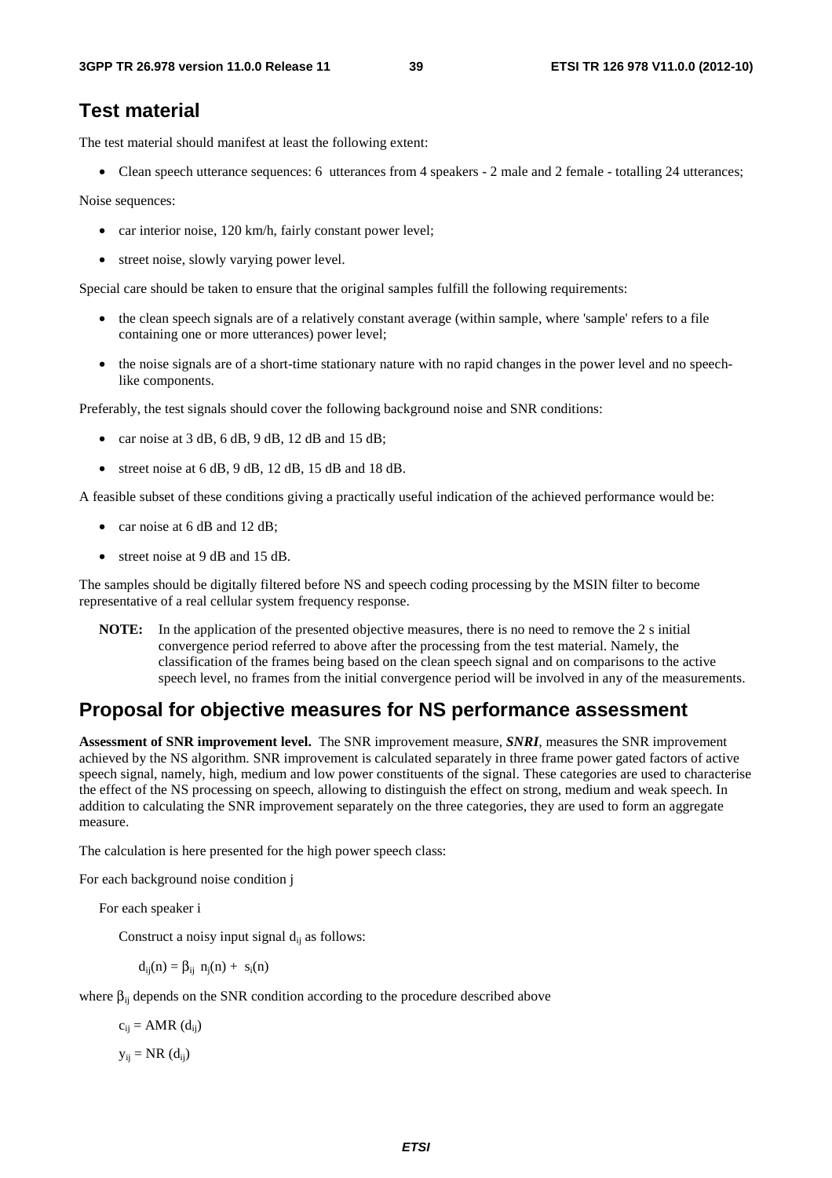## Test material

The test material should manifest at least the following extent:

- Clean speech utterance sequences: 6 utterances from 4 speakers - 2 male and 2 female - totalling 24 utterances;

Noise sequences:

- car interior noise, 120 km/h, fairly constant power level;
- street noise, slowly varying power level.

Special care should be taken to ensure that the original samples fulfill the following requirements:

- the clean speech signals are of a relatively constant average (within sample, where 'sample' refers to a file containing one or more utterances) power level;
- the noise signals are of a short-time stationary nature with no rapid changes in the power level and no speech-like components.

Preferably, the test signals should cover the following background noise and SNR conditions:

- car noise at 3 dB, 6 dB, 9 dB, 12 dB and 15 dB;
- street noise at 6 dB, 9 dB, 12 dB, 15 dB and 18 dB.

A feasible subset of these conditions giving a practically useful indication of the achieved performance would be:

- car noise at 6 dB and 12 dB;
- street noise at 9 dB and 15 dB.

The samples should be digitally filtered before NS and speech coding processing by the MSIN filter to become representative of a real cellular system frequency response.

**NOTE:** In the application of the presented objective measures, there is no need to remove the 2 s initial convergence period referred to above after the processing from the test material. Namely, the classification of the frames being based on the clean speech signal and on comparisons to the active speech level, no frames from the initial convergence period will be involved in any of the measurements.

## Proposal for objective measures for NS performance assessment

**Assessment of SNR improvement level.** The SNR improvement measure, ***SNRI***, measures the SNR improvement achieved by the NS algorithm. SNR improvement is calculated separately in three frame power gated factors of active speech signal, namely, high, medium and low power constituents of the signal. These categories are used to characterise the effect of the NS processing on speech, allowing to distinguish the effect on strong, medium and weak speech. In addition to calculating the SNR improvement separately on the three categories, they are used to form an aggregate measure.

The calculation is here presented for the high power speech class:

For each background noise condition j

For each speaker i

Construct a noisy input signal $d_{ij}$ as follows:

$$d_{ij}(n) = \beta_{ij}\ n_j(n) + s_i(n)$$

where $\beta_{ij}$ depends on the SNR condition according to the procedure described above

$$c_{ij} = \text{AMR}(d_{ij})$$

$$y_{ij} = \text{NR}(d_{ij})$$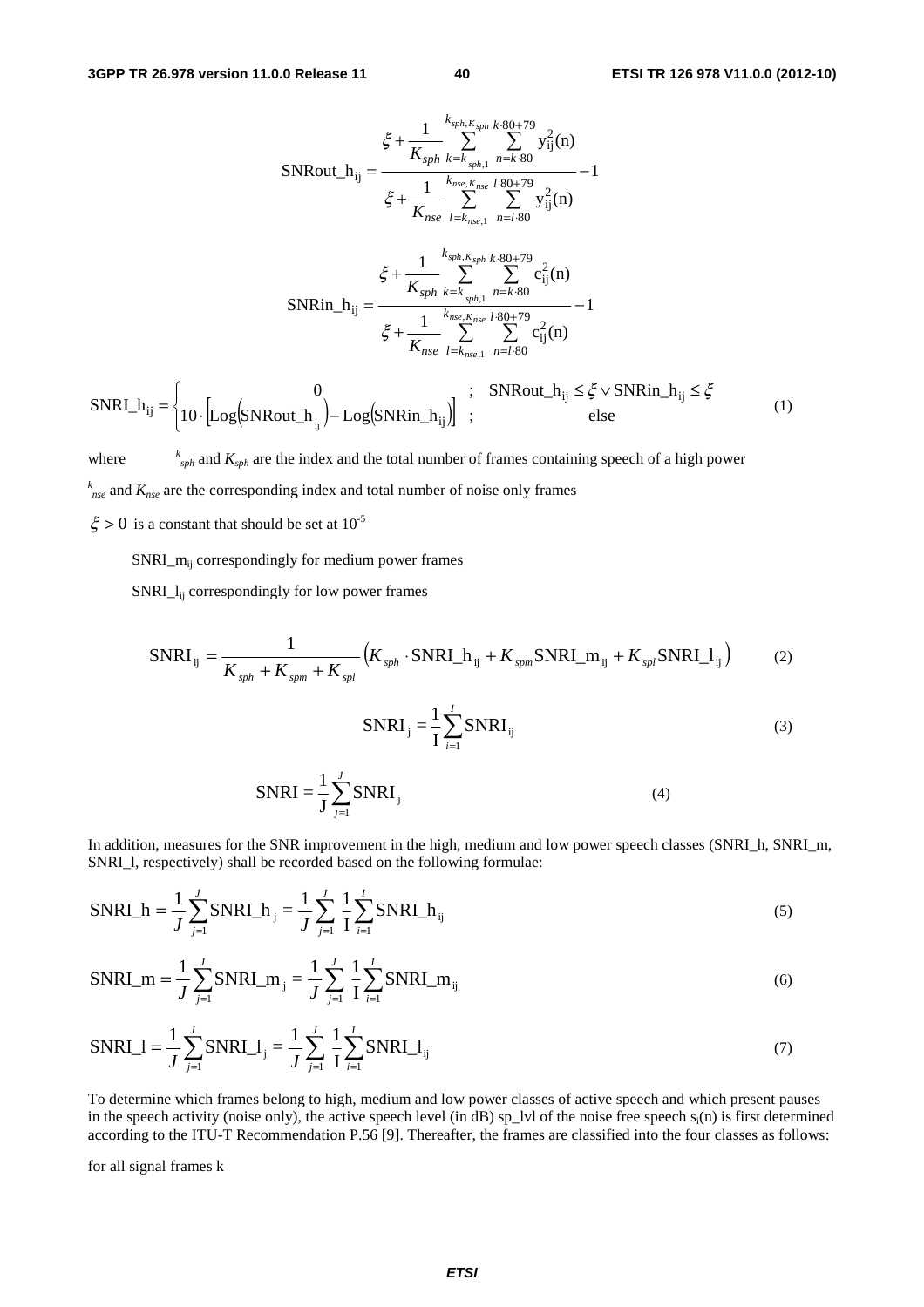$$\text{SNRout\_h}_{ij} = \frac{\xi + \frac{1}{K_{sph}} \sum_{k=k_{sph,1}}^{k_{sph,K_{sph}}} \sum_{n=k\cdot 80}^{k\cdot 80+79} y_{ij}^2(n)}{\xi + \frac{1}{K_{nse}} \sum_{l=k_{nse,1}}^{k_{nse,K_{nse}}} \sum_{n=l\cdot 80}^{l\cdot 80+79} y_{ij}^2(n)} - 1$$

$$\text{SNRin\_h}_{ij} = \frac{\xi + \frac{1}{K_{sph}} \sum_{k=k_{sph,1}}^{k_{sph,K_{sph}}} \sum_{n=k\cdot 80}^{k\cdot 80+79} c_{ij}^2(n)}{\xi + \frac{1}{K_{nse}} \sum_{l=k_{nse,1}}^{k_{nse,K_{nse}}} \sum_{n=l\cdot 80}^{l\cdot 80+79} c_{ij}^2(n)} - 1$$

$$\text{SNRI\_h}_{ij} = \begin{cases} 0 & ; \quad \text{SNRout\_h}_{ij} \le \xi \vee \text{SNRin\_h}_{ij} \le \xi \\ 10 \cdot \left[\text{Log}\left(\text{SNRout\_h}_{ij}\right) - \text{Log}\left(\text{SNRin\_h}_{ij}\right)\right] & ; \quad \text{else} \end{cases} \qquad (1)$$

where $k_{sph}$ and $K_{sph}$ are the index and the total number of frames containing speech of a high power

$k_{nse}$ and $K_{nse}$ are the corresponding index and total number of noise only frames

$\xi > 0$ is a constant that should be set at $10^{-5}$

$\text{SNRI\_m}_{ij}$ correspondingly for medium power frames

$\text{SNRI\_l}_{ij}$ correspondingly for low power frames

$$\text{SNRI}_{ij} = \frac{1}{K_{sph} + K_{spm} + K_{spl}} \left(K_{sph} \cdot \text{SNRI\_h}_{ij} + K_{spm} \text{SNRI\_m}_{ij} + K_{spl} \text{SNRI\_l}_{ij}\right) \qquad (2)$$

$$\text{SNRI}_j = \frac{1}{I} \sum_{i=1}^{I} \text{SNRI}_{ij} \qquad (3)$$

$$\text{SNRI} = \frac{1}{J} \sum_{j=1}^{J} \text{SNRI}_j \qquad (4)$$

In addition, measures for the SNR improvement in the high, medium and low power speech classes (SNRI_h, SNRI_m, SNRI_l, respectively) shall be recorded based on the following formulae:

$$\text{SNRI\_h} = \frac{1}{J} \sum_{j=1}^{J} \text{SNRI\_h}_j = \frac{1}{J} \sum_{j=1}^{J} \frac{1}{I} \sum_{i=1}^{I} \text{SNRI\_h}_{ij} \qquad (5)$$

$$\text{SNRI\_m} = \frac{1}{J} \sum_{j=1}^{J} \text{SNRI\_m}_j = \frac{1}{J} \sum_{j=1}^{J} \frac{1}{I} \sum_{i=1}^{I} \text{SNRI\_m}_{ij} \qquad (6)$$

$$\text{SNRI\_l} = \frac{1}{J} \sum_{j=1}^{J} \text{SNRI\_l}_j = \frac{1}{J} \sum_{j=1}^{J} \frac{1}{I} \sum_{i=1}^{I} \text{SNRI\_l}_{ij} \qquad (7)$$

To determine which frames belong to high, medium and low power classes of active speech and which present pauses in the speech activity (noise only), the active speech level (in dB) sp_lvl of the noise free speech $s_i(n)$ is first determined according to the ITU-T Recommendation P.56 [9]. Thereafter, the frames are classified into the four classes as follows:

for all signal frames k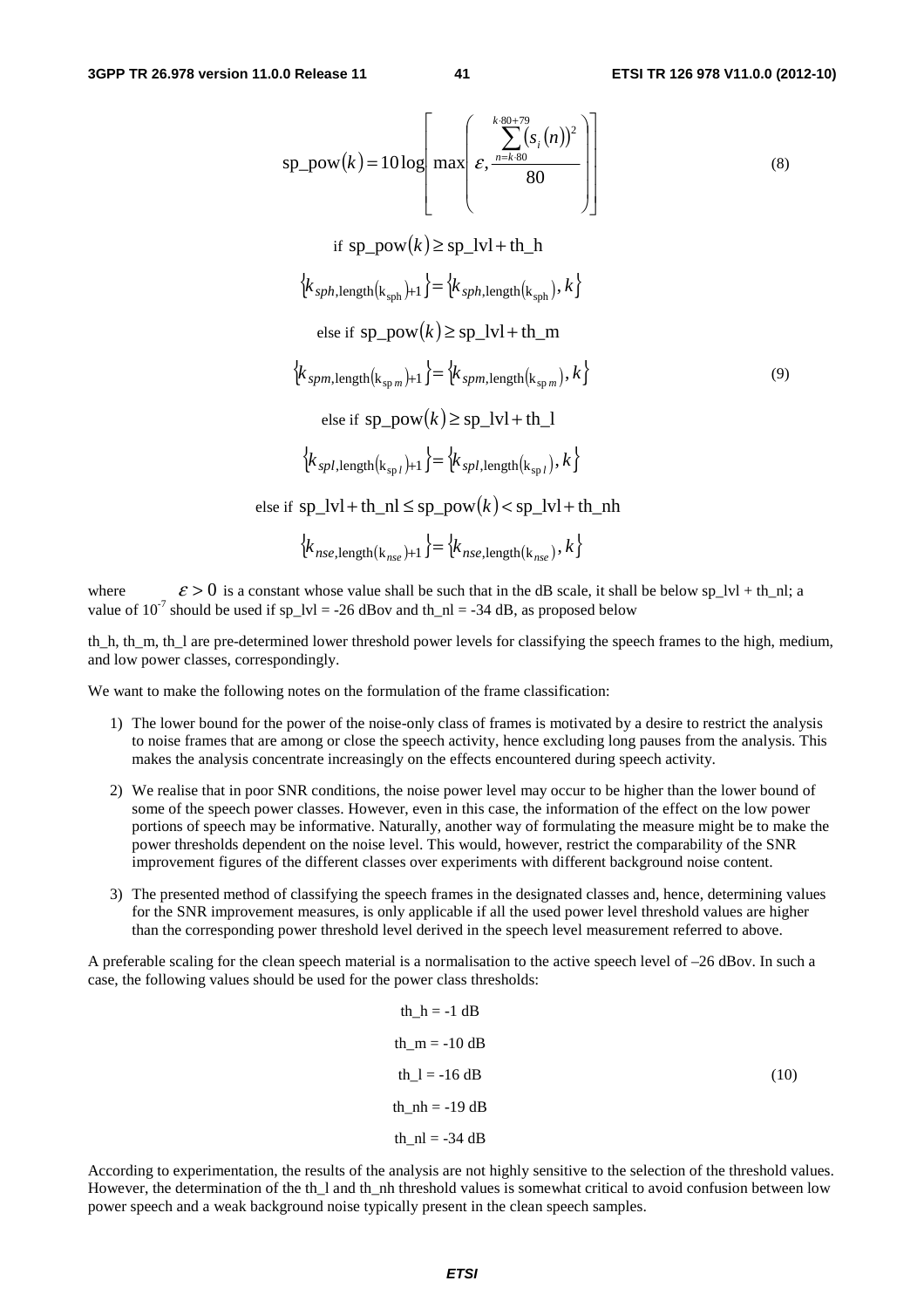$$\text{sp\_pow}(k) = 10\log\left[\max\left(\varepsilon, \frac{\sum_{n=k\cdot 80}^{k\cdot 80+79}(s_i(n))^2}{80}\right)\right] \tag{8}$$

$$
\begin{gathered}
\text{if } \text{sp\_pow}(k) \geq \text{sp\_lvl} + \text{th\_h} \\
\left\{k_{sph,\text{length}(\text{k}_\text{sph})+1}\right\} = \left\{k_{sph,\text{length}(\text{k}_\text{sph})}, k\right\} \\
\text{else if } \text{sp\_pow}(k) \geq \text{sp\_lvl} + \text{th\_m} \\
\left\{k_{spm,\text{length}(\text{k}_{\text{sp}\,m})+1}\right\} = \left\{k_{spm,\text{length}(\text{k}_{\text{sp}\,m})}, k\right\} \\
\text{else if } \text{sp\_pow}(k) \geq \text{sp\_lvl} + \text{th\_l} \\
\left\{k_{spl,\text{length}(\text{k}_{\text{sp}\,l})+1}\right\} = \left\{k_{spl,\text{length}(\text{k}_{\text{sp}\,l})}, k\right\} \\
\text{else if } \text{sp\_lvl} + \text{th\_nl} \leq \text{sp\_pow}(k) < \text{sp\_lvl} + \text{th\_nh} \\
\left\{k_{nse,\text{length}(\text{k}_{nse})+1}\right\} = \left\{k_{nse,\text{length}(\text{k}_{nse})}, k\right\}
\end{gathered} \tag{9}
$$

where $\varepsilon > 0$ is a constant whose value shall be such that in the dB scale, it shall be below sp_lvl + th_nl; a value of $10^{-7}$ should be used if sp_lvl = -26 dBov and th_nl = -34 dB, as proposed below

th_h, th_m, th_l are pre-determined lower threshold power levels for classifying the speech frames to the high, medium, and low power classes, correspondingly.

We want to make the following notes on the formulation of the frame classification:

1) The lower bound for the power of the noise-only class of frames is motivated by a desire to restrict the analysis to noise frames that are among or close the speech activity, hence excluding long pauses from the analysis. This makes the analysis concentrate increasingly on the effects encountered during speech activity.

2) We realise that in poor SNR conditions, the noise power level may occur to be higher than the lower bound of some of the speech power classes. However, even in this case, the information of the effect on the low power portions of speech may be informative. Naturally, another way of formulating the measure might be to make the power thresholds dependent on the noise level. This would, however, restrict the comparability of the SNR improvement figures of the different classes over experiments with different background noise content.

3) The presented method of classifying the speech frames in the designated classes and, hence, determining values for the SNR improvement measures, is only applicable if all the used power level threshold values are higher than the corresponding power threshold level derived in the speech level measurement referred to above.

A preferable scaling for the clean speech material is a normalisation to the active speech level of –26 dBov. In such a case, the following values should be used for the power class thresholds:

$$
\begin{gathered}
\text{th\_h} = -1 \text{ dB} \\
\text{th\_m} = -10 \text{ dB} \\
\text{th\_l} = -16 \text{ dB} \\
\text{th\_nh} = -19 \text{ dB} \\
\text{th\_nl} = -34 \text{ dB}
\end{gathered} \tag{10}
$$

According to experimentation, the results of the analysis are not highly sensitive to the selection of the threshold values. However, the determination of the th_l and th_nh threshold values is somewhat critical to avoid confusion between low power speech and a weak background noise typically present in the clean speech samples.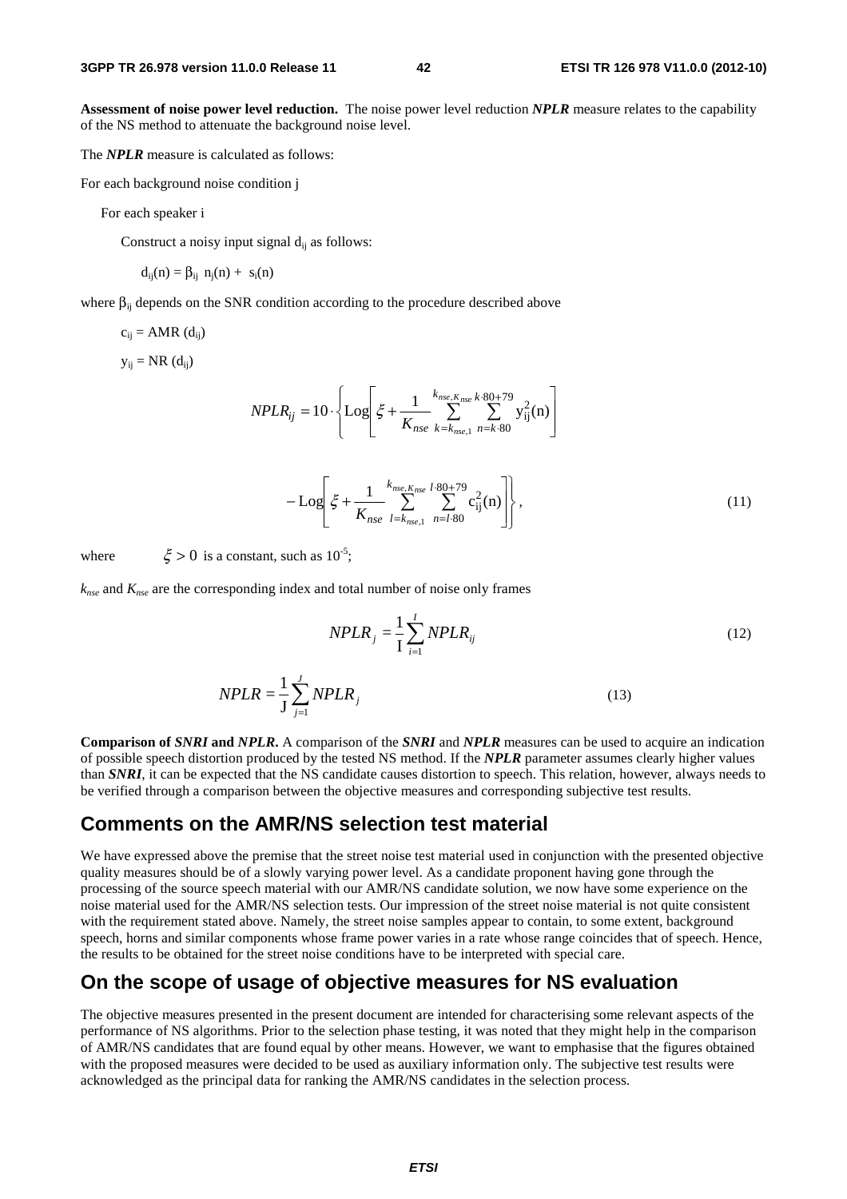**Assessment of noise power level reduction.** The noise power level reduction ***NPLR*** measure relates to the capability of the NS method to attenuate the background noise level.

The ***NPLR*** measure is calculated as follows:

For each background noise condition j

For each speaker i

Construct a noisy input signal $d_{ij}$ as follows:

$d_{ij}(n) = \beta_{ij}\ n_j(n) + s_i(n)$

where $\beta_{ij}$ depends on the SNR condition according to the procedure described above

$c_{ij} = \mathrm{AMR}(d_{ij})$

$y_{ij} = \mathrm{NR}(d_{ij})$

$$NPLR_{ij} = 10 \cdot \left\{ \mathrm{Log}\left[ \xi + \frac{1}{K_{nse}} \sum_{k=k_{nse,1}}^{k_{nse,K_{nse}}} \sum_{n=k\cdot 80}^{k\cdot 80+79} y_{ij}^2(n) \right] - \mathrm{Log}\left[ \xi + \frac{1}{K_{nse}} \sum_{l=k_{nse,1}}^{k_{nse,K_{nse}}} \sum_{n=l\cdot 80}^{l\cdot 80+79} c_{ij}^2(n) \right] \right\}, \tag{11}$$

where $\xi > 0$ is a constant, such as $10^{-5}$;

$k_{nse}$ and $K_{nse}$ are the corresponding index and total number of noise only frames

$$NPLR_j = \frac{1}{\mathrm{I}} \sum_{i=1}^{I} NPLR_{ij} \tag{12}$$

$$NPLR = \frac{1}{\mathrm{J}} \sum_{j=1}^{J} NPLR_j \tag{13}$$

**Comparison of *SNRI* and *NPLR*.** A comparison of the ***SNRI*** and ***NPLR*** measures can be used to acquire an indication of possible speech distortion produced by the tested NS method. If the ***NPLR*** parameter assumes clearly higher values than ***SNRI***, it can be expected that the NS candidate causes distortion to speech. This relation, however, always needs to be verified through a comparison between the objective measures and corresponding subjective test results.

## Comments on the AMR/NS selection test material

We have expressed above the premise that the street noise test material used in conjunction with the presented objective quality measures should be of a slowly varying power level. As a candidate proponent having gone through the processing of the source speech material with our AMR/NS candidate solution, we now have some experience on the noise material used for the AMR/NS selection tests. Our impression of the street noise material is not quite consistent with the requirement stated above. Namely, the street noise samples appear to contain, to some extent, background speech, horns and similar components whose frame power varies in a rate whose range coincides that of speech. Hence, the results to be obtained for the street noise conditions have to be interpreted with special care.

## On the scope of usage of objective measures for NS evaluation

The objective measures presented in the present document are intended for characterising some relevant aspects of the performance of NS algorithms. Prior to the selection phase testing, it was noted that they might help in the comparison of AMR/NS candidates that are found equal by other means. However, we want to emphasise that the figures obtained with the proposed measures were decided to be used as auxiliary information only. The subjective test results were acknowledged as the principal data for ranking the AMR/NS candidates in the selection process.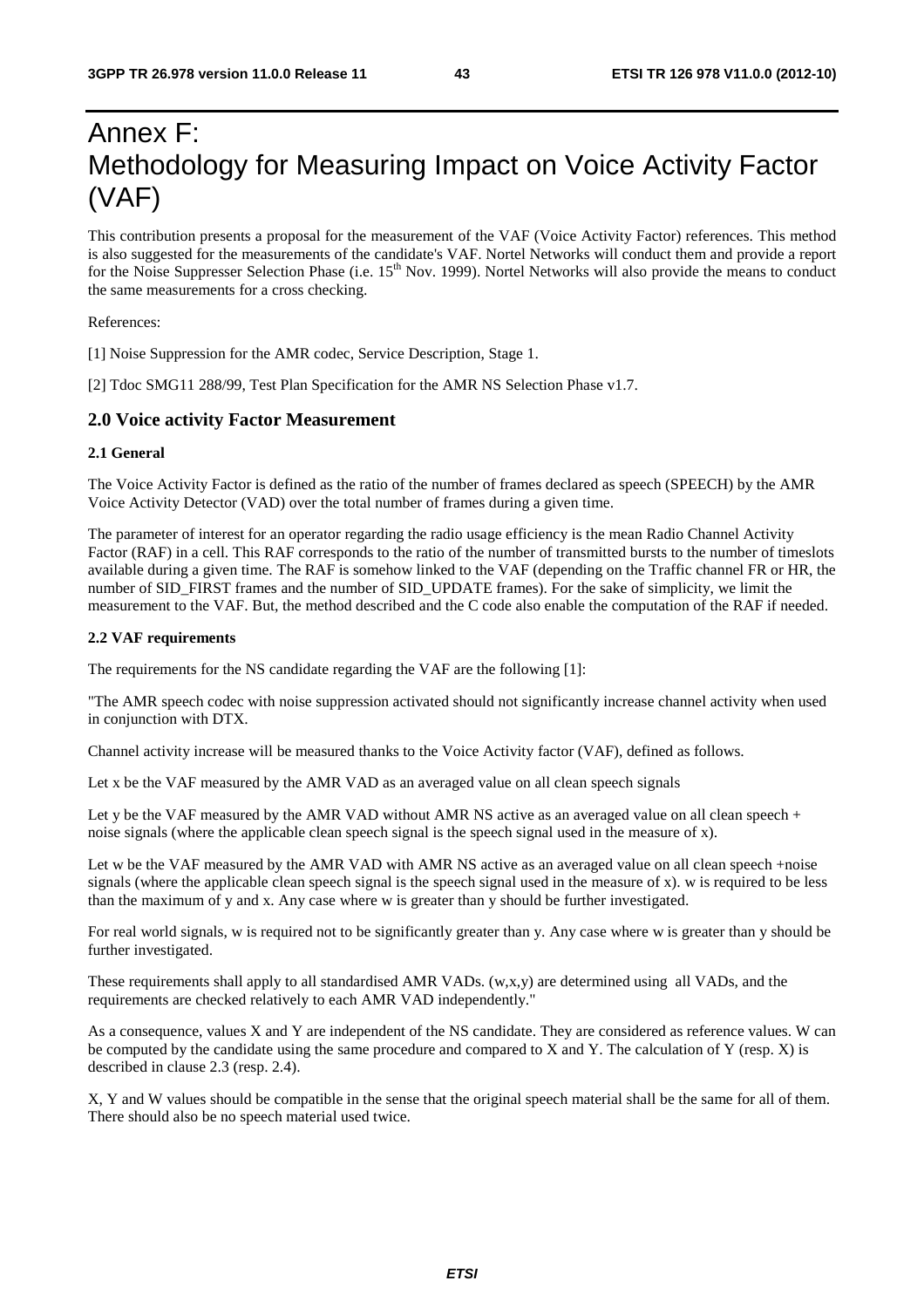# Annex F: Methodology for Measuring Impact on Voice Activity Factor (VAF)

This contribution presents a proposal for the measurement of the VAF (Voice Activity Factor) references. This method is also suggested for the measurements of the candidate's VAF. Nortel Networks will conduct them and provide a report for the Noise Suppresser Selection Phase (i.e. 15th Nov. 1999). Nortel Networks will also provide the means to conduct the same measurements for a cross checking.

References:

[1] Noise Suppression for the AMR codec, Service Description, Stage 1.

[2] Tdoc SMG11 288/99, Test Plan Specification for the AMR NS Selection Phase v1.7.

## 2.0 Voice activity Factor Measurement

### 2.1 General

The Voice Activity Factor is defined as the ratio of the number of frames declared as speech (SPEECH) by the AMR Voice Activity Detector (VAD) over the total number of frames during a given time.

The parameter of interest for an operator regarding the radio usage efficiency is the mean Radio Channel Activity Factor (RAF) in a cell. This RAF corresponds to the ratio of the number of transmitted bursts to the number of timeslots available during a given time. The RAF is somehow linked to the VAF (depending on the Traffic channel FR or HR, the number of SID_FIRST frames and the number of SID_UPDATE frames). For the sake of simplicity, we limit the measurement to the VAF. But, the method described and the C code also enable the computation of the RAF if needed.

### 2.2 VAF requirements

The requirements for the NS candidate regarding the VAF are the following [1]:

"The AMR speech codec with noise suppression activated should not significantly increase channel activity when used in conjunction with DTX.

Channel activity increase will be measured thanks to the Voice Activity factor (VAF), defined as follows.

Let x be the VAF measured by the AMR VAD as an averaged value on all clean speech signals

Let y be the VAF measured by the AMR VAD without AMR NS active as an averaged value on all clean speech + noise signals (where the applicable clean speech signal is the speech signal used in the measure of x).

Let w be the VAF measured by the AMR VAD with AMR NS active as an averaged value on all clean speech +noise signals (where the applicable clean speech signal is the speech signal used in the measure of x). w is required to be less than the maximum of y and x. Any case where w is greater than y should be further investigated.

For real world signals, w is required not to be significantly greater than y. Any case where w is greater than y should be further investigated.

These requirements shall apply to all standardised AMR VADs. (w,x,y) are determined using all VADs, and the requirements are checked relatively to each AMR VAD independently."

As a consequence, values X and Y are independent of the NS candidate. They are considered as reference values. W can be computed by the candidate using the same procedure and compared to X and Y. The calculation of Y (resp. X) is described in clause 2.3 (resp. 2.4).

X, Y and W values should be compatible in the sense that the original speech material shall be the same for all of them. There should also be no speech material used twice.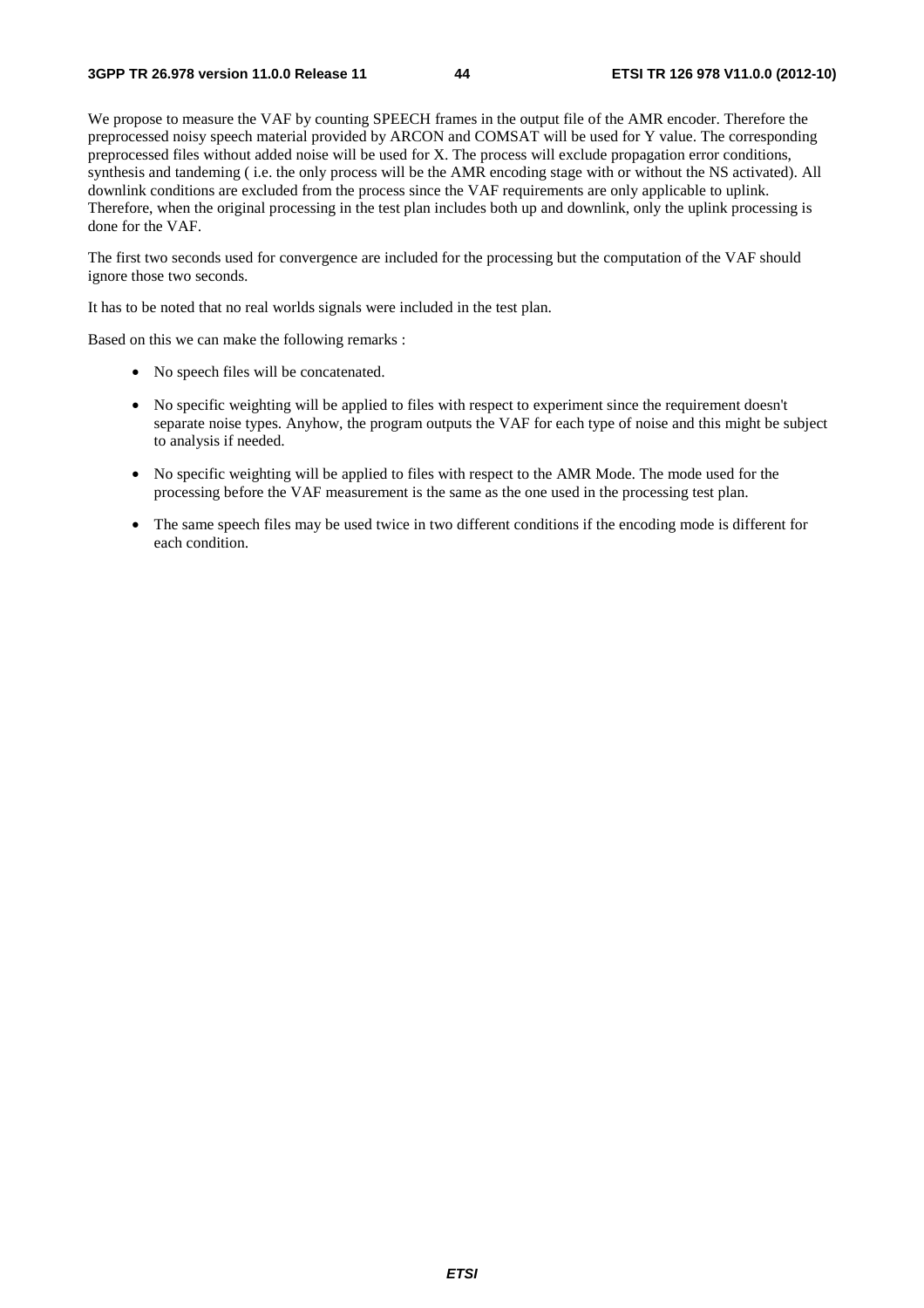We propose to measure the VAF by counting SPEECH frames in the output file of the AMR encoder. Therefore the preprocessed noisy speech material provided by ARCON and COMSAT will be used for Y value. The corresponding preprocessed files without added noise will be used for X. The process will exclude propagation error conditions, synthesis and tandeming ( i.e. the only process will be the AMR encoding stage with or without the NS activated). All downlink conditions are excluded from the process since the VAF requirements are only applicable to uplink. Therefore, when the original processing in the test plan includes both up and downlink, only the uplink processing is done for the VAF.

The first two seconds used for convergence are included for the processing but the computation of the VAF should ignore those two seconds.

It has to be noted that no real worlds signals were included in the test plan.

Based on this we can make the following remarks :

- No speech files will be concatenated.
- No specific weighting will be applied to files with respect to experiment since the requirement doesn't separate noise types. Anyhow, the program outputs the VAF for each type of noise and this might be subject to analysis if needed.
- No specific weighting will be applied to files with respect to the AMR Mode. The mode used for the processing before the VAF measurement is the same as the one used in the processing test plan.
- The same speech files may be used twice in two different conditions if the encoding mode is different for each condition.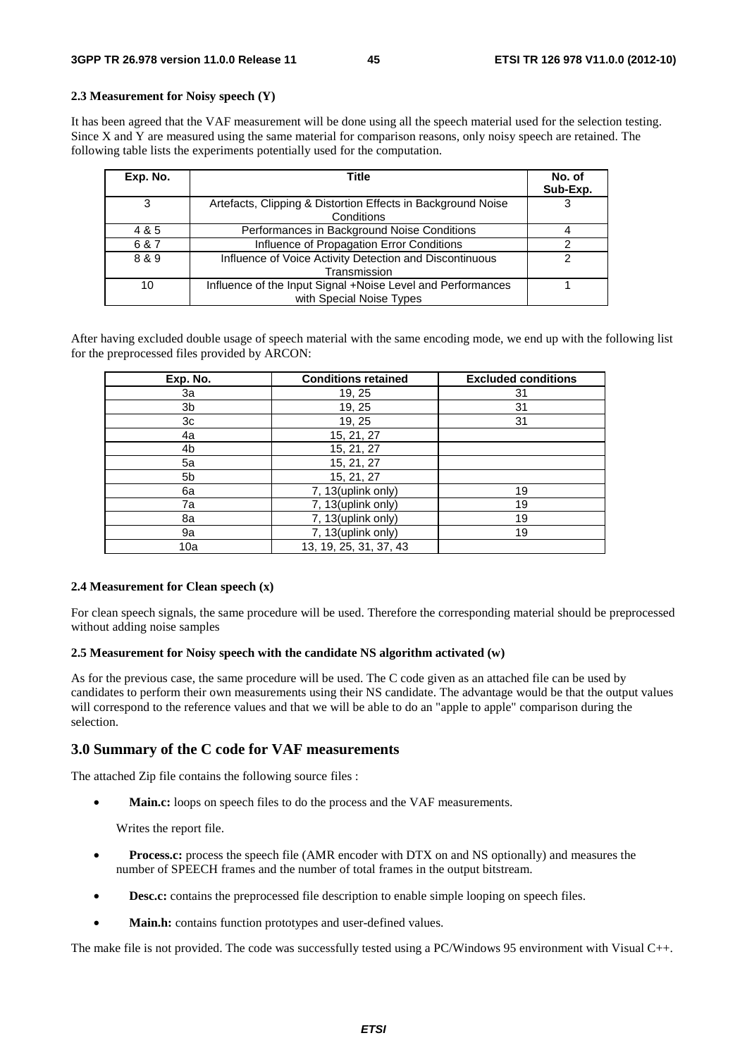**2.3 Measurement for Noisy speech (Y)**

It has been agreed that the VAF measurement will be done using all the speech material used for the selection testing. Since X and Y are measured using the same material for comparison reasons, only noisy speech are retained. The following table lists the experiments potentially used for the computation.

| Exp. No. | Title | No. of Sub-Exp. |
|---|---|---|
| 3 | Artefacts, Clipping & Distortion Effects in Background Noise Conditions | 3 |
| 4 & 5 | Performances in Background Noise Conditions | 4 |
| 6 & 7 | Influence of Propagation Error Conditions | 2 |
| 8 & 9 | Influence of Voice Activity Detection and Discontinuous Transmission | 2 |
| 10 | Influence of the Input Signal +Noise Level and Performances with Special Noise Types | 1 |

After having excluded double usage of speech material with the same encoding mode, we end up with the following list for the preprocessed files provided by ARCON:

| Exp. No. | Conditions retained | Excluded conditions |
|---|---|---|
| 3a | 19, 25 | 31 |
| 3b | 19, 25 | 31 |
| 3c | 19, 25 | 31 |
| 4a | 15, 21, 27 | |
| 4b | 15, 21, 27 | |
| 5a | 15, 21, 27 | |
| 5b | 15, 21, 27 | |
| 6a | 7, 13(uplink only) | 19 |
| 7a | 7, 13(uplink only) | 19 |
| 8a | 7, 13(uplink only) | 19 |
| 9a | 7, 13(uplink only) | 19 |
| 10a | 13, 19, 25, 31, 37, 43 | |

**2.4 Measurement for Clean speech (x)**

For clean speech signals, the same procedure will be used. Therefore the corresponding material should be preprocessed without adding noise samples

**2.5 Measurement for Noisy speech with the candidate NS algorithm activated (w)**

As for the previous case, the same procedure will be used. The C code given as an attached file can be used by candidates to perform their own measurements using their NS candidate. The advantage would be that the output values will correspond to the reference values and that we will be able to do an "apple to apple" comparison during the selection.

## 3.0 Summary of the C code for VAF measurements

The attached Zip file contains the following source files :

- **Main.c:** loops on speech files to do the process and the VAF measurements.

  Writes the report file.

- **Process.c:** process the speech file (AMR encoder with DTX on and NS optionally) and measures the number of SPEECH frames and the number of total frames in the output bitstream.

- **Desc.c:** contains the preprocessed file description to enable simple looping on speech files.

- **Main.h:** contains function prototypes and user-defined values.

The make file is not provided. The code was successfully tested using a PC/Windows 95 environment with Visual C++.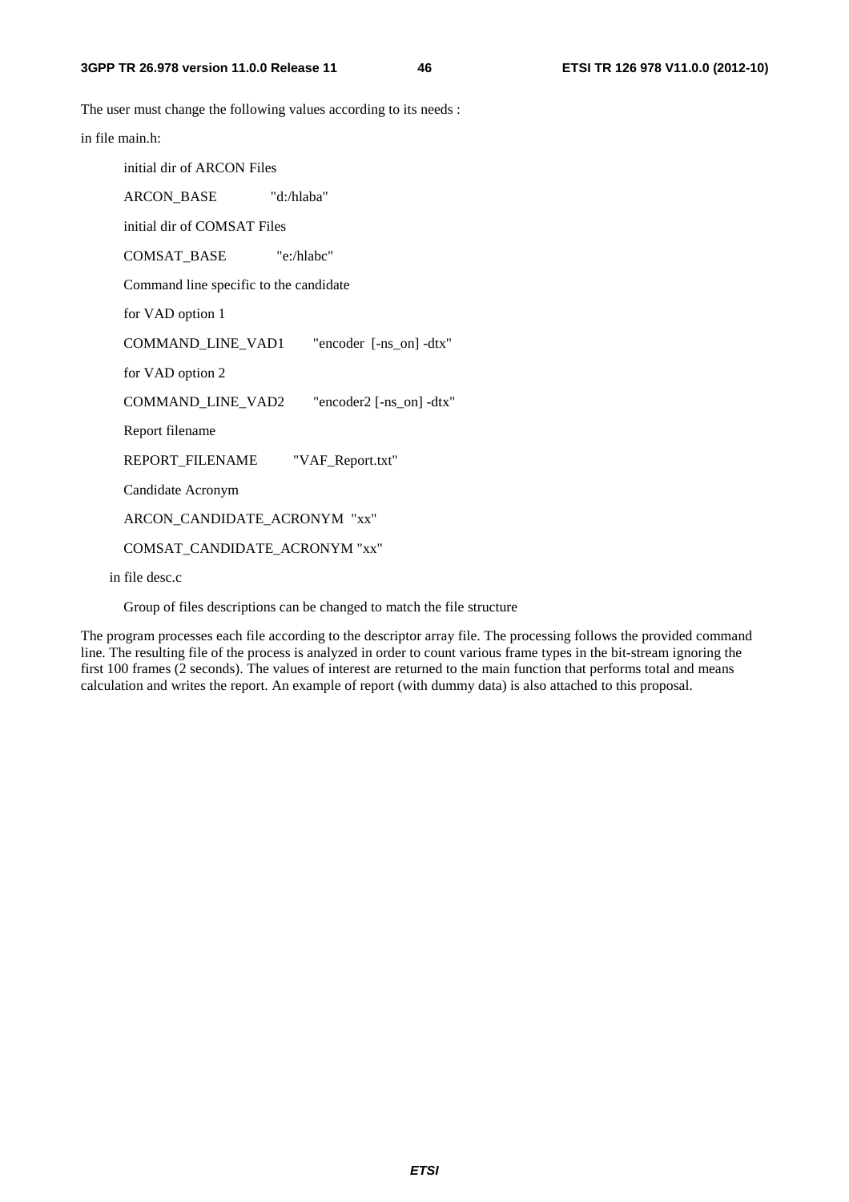The user must change the following values according to its needs :

in file main.h:

> initial dir of ARCON Files
>
> ARCON_BASE "d:/hlaba"
>
> initial dir of COMSAT Files
>
> COMSAT_BASE "e:/hlabc"
>
> Command line specific to the candidate
>
> for VAD option 1
>
> COMMAND_LINE_VAD1 "encoder [-ns_on] -dtx"
>
> for VAD option 2
>
> COMMAND_LINE_VAD2 "encoder2 [-ns_on] -dtx"
>
> Report filename
>
> REPORT_FILENAME "VAF_Report.txt"
>
> Candidate Acronym
>
> ARCON_CANDIDATE_ACRONYM "xx"
>
> COMSAT_CANDIDATE_ACRONYM "xx"

in file desc.c

> Group of files descriptions can be changed to match the file structure

The program processes each file according to the descriptor array file. The processing follows the provided command line. The resulting file of the process is analyzed in order to count various frame types in the bit-stream ignoring the first 100 frames (2 seconds). The values of interest are returned to the main function that performs total and means calculation and writes the report. An example of report (with dummy data) is also attached to this proposal.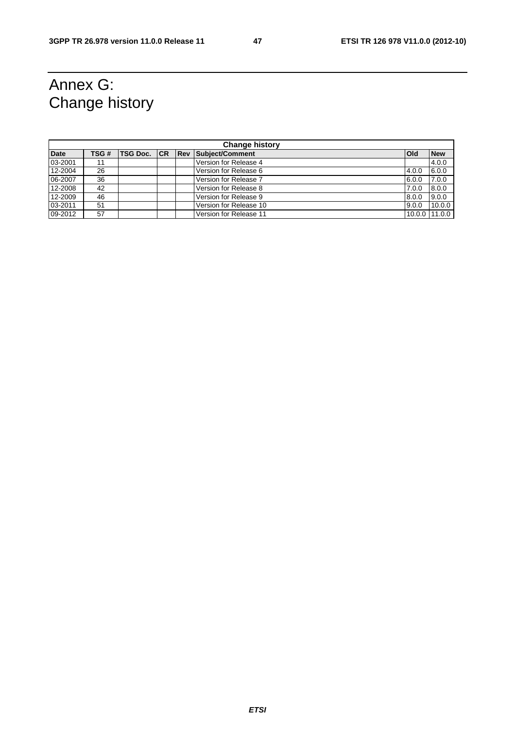# Annex G: Change history

| Change history | | | | | | | |
|---|---|---|---|---|---|---|---|
| **Date** | **TSG #** | **TSG Doc.** | **CR** | **Rev** | **Subject/Comment** | **Old** | **New** |
| 03-2001 | 11 | | | | Version for Release 4 | | 4.0.0 |
| 12-2004 | 26 | | | | Version for Release 6 | 4.0.0 | 6.0.0 |
| 06-2007 | 36 | | | | Version for Release 7 | 6.0.0 | 7.0.0 |
| 12-2008 | 42 | | | | Version for Release 8 | 7.0.0 | 8.0.0 |
| 12-2009 | 46 | | | | Version for Release 9 | 8.0.0 | 9.0.0 |
| 03-2011 | 51 | | | | Version for Release 10 | 9.0.0 | 10.0.0 |
| 09-2012 | 57 | | | | Version for Release 11 | 10.0.0 | 11.0.0 |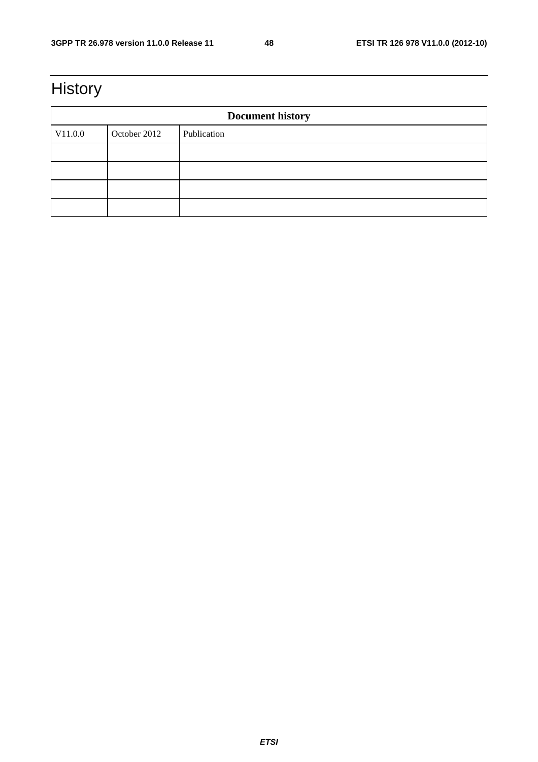# History

| Document history | | |
|---|---|---|
| V11.0.0 | October 2012 | Publication |
| | | |
| | | |
| | | |
| | | |